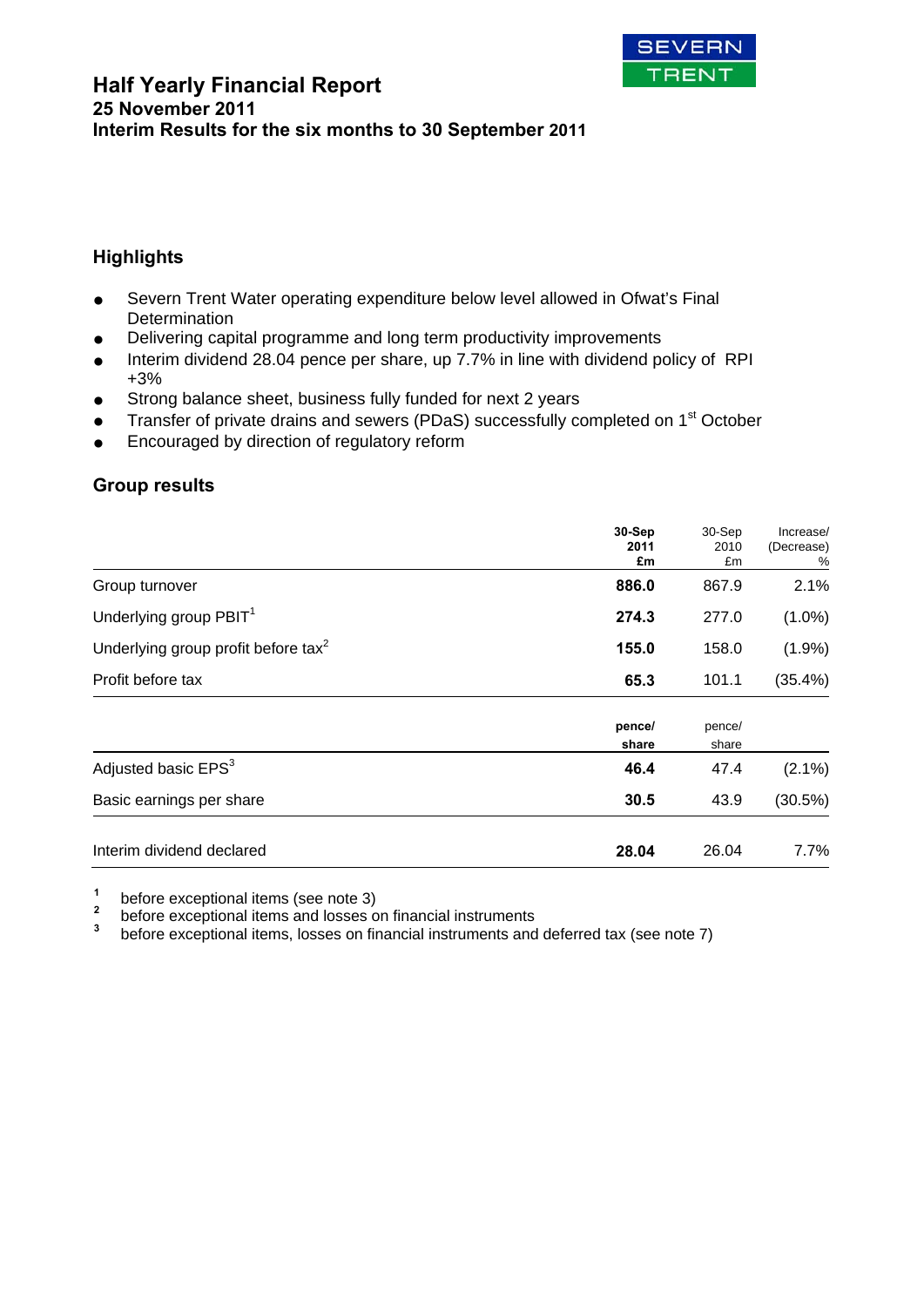SEVERN TRENT

# Half Yearly Financial Report

**25 November 2011**

**Interim Results for the six months to 30 September 2011**

## Highlights

- Severn Trent Water operating expenditure below level allowed in Ofwat's Final Determination
- Delivering capital programme and long term productivity improvements
- Interim dividend 28.04 pence per share, up 7.7% in line with dividend policy of RPI +3%
- Strong balance sheet, business fully funded for next 2 years
- Transfer of private drains and sewers (PDaS) successfully completed on 1st October
- Encouraged by direction of regulatory reform

## Group results

| | **30-Sep 2011 £m** | 30-Sep 2010 £m | Increase/ (Decrease) % |
|---|---|---|---|
| Group turnover | **886.0** | 867.9 | 2.1% |
| Underlying group PBIT[1] | **274.3** | 277.0 | (1.0%) |
| Underlying group profit before tax[2] | **155.0** | 158.0 | (1.9%) |
| Profit before tax | **65.3** | 101.1 | (35.4%) |
| | **pence/ share** | pence/ share | |
| Adjusted basic EPS[3] | **46.4** | 47.4 | (2.1%) |
| Basic earnings per share | **30.5** | 43.9 | (30.5%) |
| Interim dividend declared | **28.04** | 26.04 | 7.7% |

[1] before exceptional items (see note 3)

[2] before exceptional items and losses on financial instruments

[3] before exceptional items, losses on financial instruments and deferred tax (see note 7)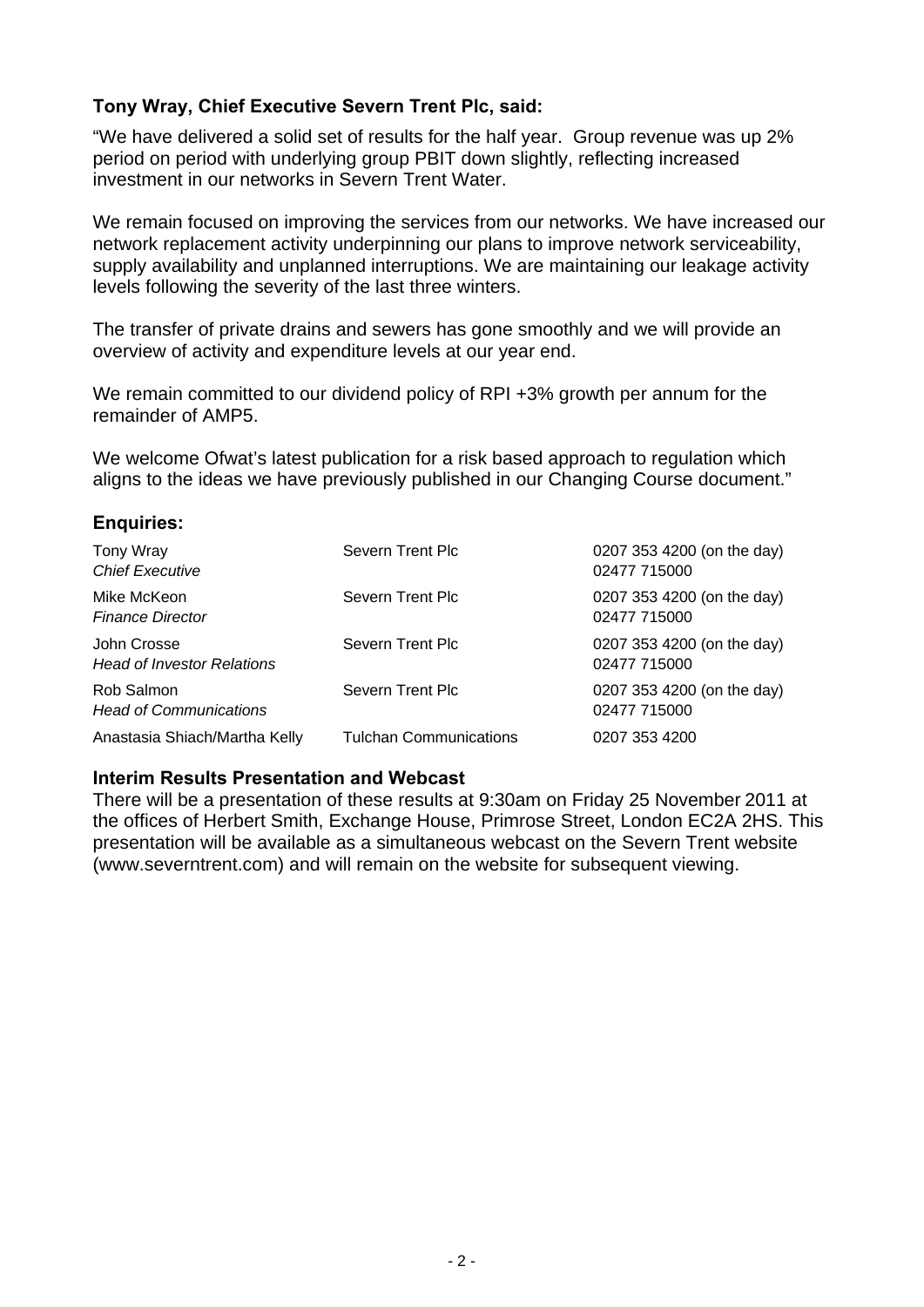**Tony Wray, Chief Executive Severn Trent Plc, said:**

"We have delivered a solid set of results for the half year. Group revenue was up 2% period on period with underlying group PBIT down slightly, reflecting increased investment in our networks in Severn Trent Water.

We remain focused on improving the services from our networks. We have increased our network replacement activity underpinning our plans to improve network serviceability, supply availability and unplanned interruptions. We are maintaining our leakage activity levels following the severity of the last three winters.

The transfer of private drains and sewers has gone smoothly and we will provide an overview of activity and expenditure levels at our year end.

We remain committed to our dividend policy of RPI +3% growth per annum for the remainder of AMP5.

We welcome Ofwat's latest publication for a risk based approach to regulation which aligns to the ideas we have previously published in our Changing Course document."

### Enquiries:

| | | |
|---|---|---|
| Tony Wray<br>*Chief Executive* | Severn Trent Plc | 0207 353 4200 (on the day)<br>02477 715000 |
| Mike McKeon<br>*Finance Director* | Severn Trent Plc | 0207 353 4200 (on the day)<br>02477 715000 |
| John Crosse<br>*Head of Investor Relations* | Severn Trent Plc | 0207 353 4200 (on the day)<br>02477 715000 |
| Rob Salmon<br>*Head of Communications* | Severn Trent Plc | 0207 353 4200 (on the day)<br>02477 715000 |
| Anastasia Shiach/Martha Kelly | Tulchan Communications | 0207 353 4200 |

### Interim Results Presentation and Webcast

There will be a presentation of these results at 9:30am on Friday 25 November 2011 at the offices of Herbert Smith, Exchange House, Primrose Street, London EC2A 2HS. This presentation will be available as a simultaneous webcast on the Severn Trent website (www.severntrent.com) and will remain on the website for subsequent viewing.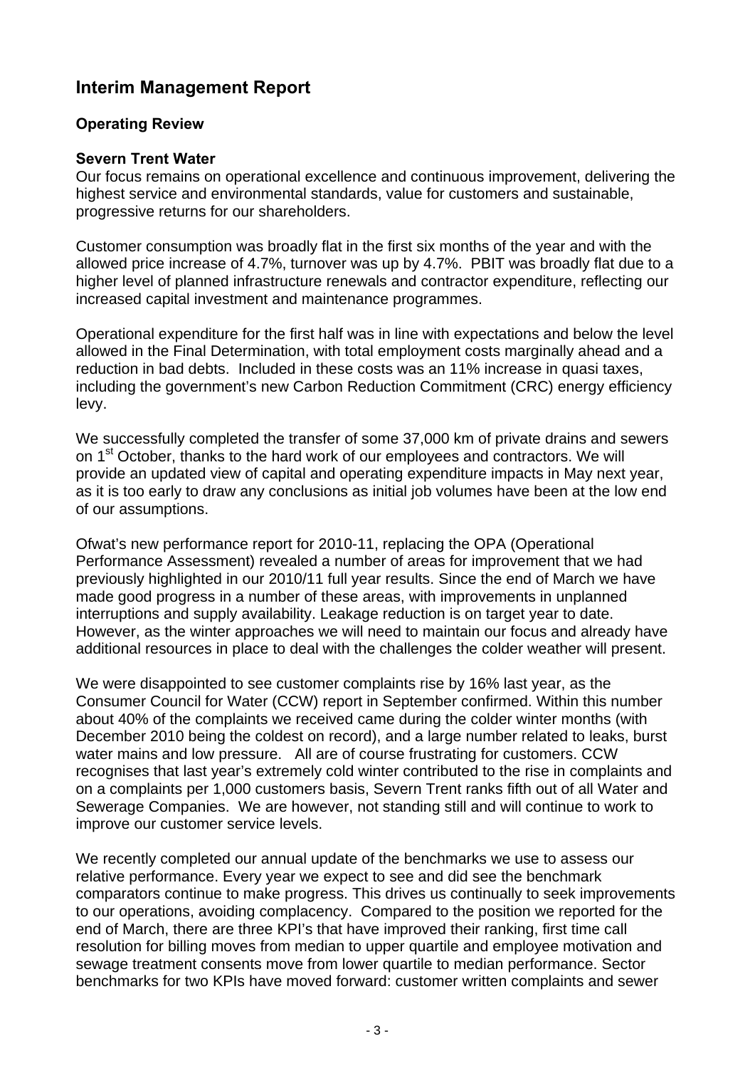## Interim Management Report

### Operating Review

### Severn Trent Water

Our focus remains on operational excellence and continuous improvement, delivering the highest service and environmental standards, value for customers and sustainable, progressive returns for our shareholders.

Customer consumption was broadly flat in the first six months of the year and with the allowed price increase of 4.7%, turnover was up by 4.7%. PBIT was broadly flat due to a higher level of planned infrastructure renewals and contractor expenditure, reflecting our increased capital investment and maintenance programmes.

Operational expenditure for the first half was in line with expectations and below the level allowed in the Final Determination, with total employment costs marginally ahead and a reduction in bad debts. Included in these costs was an 11% increase in quasi taxes, including the government's new Carbon Reduction Commitment (CRC) energy efficiency levy.

We successfully completed the transfer of some 37,000 km of private drains and sewers on 1st October, thanks to the hard work of our employees and contractors. We will provide an updated view of capital and operating expenditure impacts in May next year, as it is too early to draw any conclusions as initial job volumes have been at the low end of our assumptions.

Ofwat's new performance report for 2010-11, replacing the OPA (Operational Performance Assessment) revealed a number of areas for improvement that we had previously highlighted in our 2010/11 full year results. Since the end of March we have made good progress in a number of these areas, with improvements in unplanned interruptions and supply availability. Leakage reduction is on target year to date. However, as the winter approaches we will need to maintain our focus and already have additional resources in place to deal with the challenges the colder weather will present.

We were disappointed to see customer complaints rise by 16% last year, as the Consumer Council for Water (CCW) report in September confirmed. Within this number about 40% of the complaints we received came during the colder winter months (with December 2010 being the coldest on record), and a large number related to leaks, burst water mains and low pressure. All are of course frustrating for customers. CCW recognises that last year's extremely cold winter contributed to the rise in complaints and on a complaints per 1,000 customers basis, Severn Trent ranks fifth out of all Water and Sewerage Companies. We are however, not standing still and will continue to work to improve our customer service levels.

We recently completed our annual update of the benchmarks we use to assess our relative performance. Every year we expect to see and did see the benchmark comparators continue to make progress. This drives us continually to seek improvements to our operations, avoiding complacency. Compared to the position we reported for the end of March, there are three KPI's that have improved their ranking, first time call resolution for billing moves from median to upper quartile and employee motivation and sewage treatment consents move from lower quartile to median performance. Sector benchmarks for two KPIs have moved forward: customer written complaints and sewer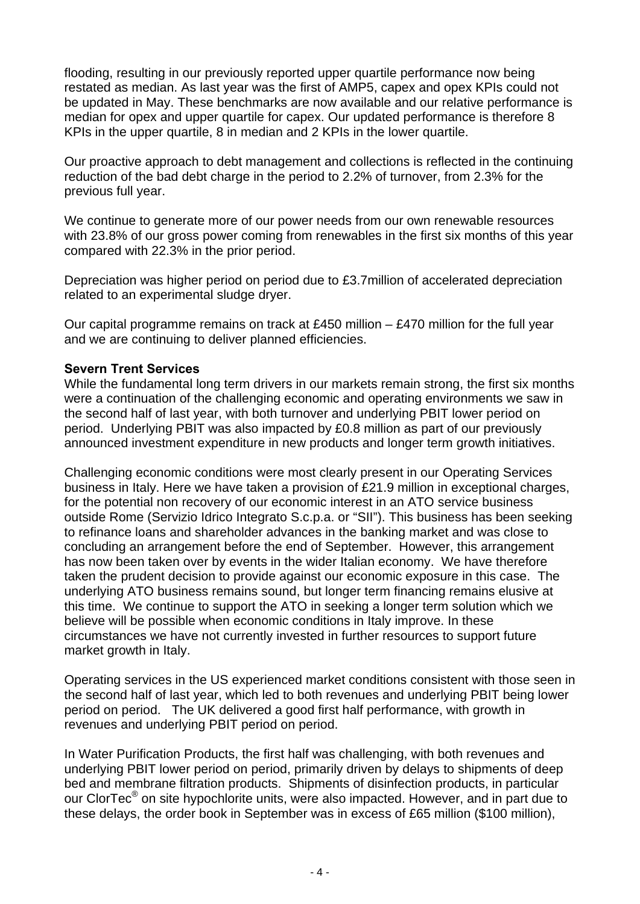flooding, resulting in our previously reported upper quartile performance now being restated as median. As last year was the first of AMP5, capex and opex KPIs could not be updated in May. These benchmarks are now available and our relative performance is median for opex and upper quartile for capex. Our updated performance is therefore 8 KPIs in the upper quartile, 8 in median and 2 KPIs in the lower quartile.

Our proactive approach to debt management and collections is reflected in the continuing reduction of the bad debt charge in the period to 2.2% of turnover, from 2.3% for the previous full year.

We continue to generate more of our power needs from our own renewable resources with 23.8% of our gross power coming from renewables in the first six months of this year compared with 22.3% in the prior period.

Depreciation was higher period on period due to £3.7million of accelerated depreciation related to an experimental sludge dryer.

Our capital programme remains on track at £450 million – £470 million for the full year and we are continuing to deliver planned efficiencies.

**Severn Trent Services**

While the fundamental long term drivers in our markets remain strong, the first six months were a continuation of the challenging economic and operating environments we saw in the second half of last year, with both turnover and underlying PBIT lower period on period. Underlying PBIT was also impacted by £0.8 million as part of our previously announced investment expenditure in new products and longer term growth initiatives.

Challenging economic conditions were most clearly present in our Operating Services business in Italy. Here we have taken a provision of £21.9 million in exceptional charges, for the potential non recovery of our economic interest in an ATO service business outside Rome (Servizio Idrico Integrato S.c.p.a. or "SII"). This business has been seeking to refinance loans and shareholder advances in the banking market and was close to concluding an arrangement before the end of September. However, this arrangement has now been taken over by events in the wider Italian economy. We have therefore taken the prudent decision to provide against our economic exposure in this case. The underlying ATO business remains sound, but longer term financing remains elusive at this time. We continue to support the ATO in seeking a longer term solution which we believe will be possible when economic conditions in Italy improve. In these circumstances we have not currently invested in further resources to support future market growth in Italy.

Operating services in the US experienced market conditions consistent with those seen in the second half of last year, which led to both revenues and underlying PBIT being lower period on period. The UK delivered a good first half performance, with growth in revenues and underlying PBIT period on period.

In Water Purification Products, the first half was challenging, with both revenues and underlying PBIT lower period on period, primarily driven by delays to shipments of deep bed and membrane filtration products. Shipments of disinfection products, in particular our ClorTec® on site hypochlorite units, were also impacted. However, and in part due to these delays, the order book in September was in excess of £65 million ($100 million),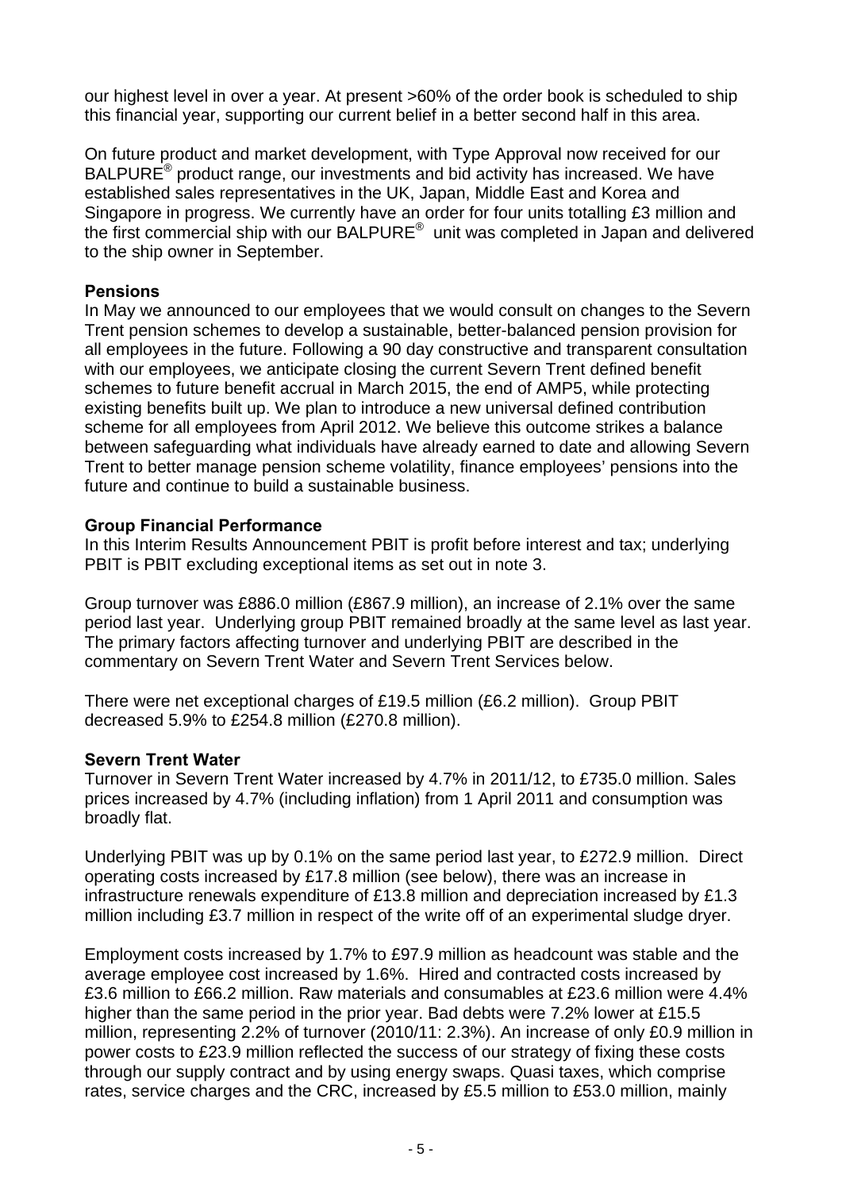our highest level in over a year. At present >60% of the order book is scheduled to ship this financial year, supporting our current belief in a better second half in this area.

On future product and market development, with Type Approval now received for our BALPURE® product range, our investments and bid activity has increased. We have established sales representatives in the UK, Japan, Middle East and Korea and Singapore in progress. We currently have an order for four units totalling £3 million and the first commercial ship with our BALPURE® unit was completed in Japan and delivered to the ship owner in September.

**Pensions**

In May we announced to our employees that we would consult on changes to the Severn Trent pension schemes to develop a sustainable, better-balanced pension provision for all employees in the future. Following a 90 day constructive and transparent consultation with our employees, we anticipate closing the current Severn Trent defined benefit schemes to future benefit accrual in March 2015, the end of AMP5, while protecting existing benefits built up. We plan to introduce a new universal defined contribution scheme for all employees from April 2012. We believe this outcome strikes a balance between safeguarding what individuals have already earned to date and allowing Severn Trent to better manage pension scheme volatility, finance employees' pensions into the future and continue to build a sustainable business.

**Group Financial Performance**

In this Interim Results Announcement PBIT is profit before interest and tax; underlying PBIT is PBIT excluding exceptional items as set out in note 3.

Group turnover was £886.0 million (£867.9 million), an increase of 2.1% over the same period last year. Underlying group PBIT remained broadly at the same level as last year. The primary factors affecting turnover and underlying PBIT are described in the commentary on Severn Trent Water and Severn Trent Services below.

There were net exceptional charges of £19.5 million (£6.2 million). Group PBIT decreased 5.9% to £254.8 million (£270.8 million).

**Severn Trent Water**

Turnover in Severn Trent Water increased by 4.7% in 2011/12, to £735.0 million. Sales prices increased by 4.7% (including inflation) from 1 April 2011 and consumption was broadly flat.

Underlying PBIT was up by 0.1% on the same period last year, to £272.9 million. Direct operating costs increased by £17.8 million (see below), there was an increase in infrastructure renewals expenditure of £13.8 million and depreciation increased by £1.3 million including £3.7 million in respect of the write off of an experimental sludge dryer.

Employment costs increased by 1.7% to £97.9 million as headcount was stable and the average employee cost increased by 1.6%. Hired and contracted costs increased by £3.6 million to £66.2 million. Raw materials and consumables at £23.6 million were 4.4% higher than the same period in the prior year. Bad debts were 7.2% lower at £15.5 million, representing 2.2% of turnover (2010/11: 2.3%). An increase of only £0.9 million in power costs to £23.9 million reflected the success of our strategy of fixing these costs through our supply contract and by using energy swaps. Quasi taxes, which comprise rates, service charges and the CRC, increased by £5.5 million to £53.0 million, mainly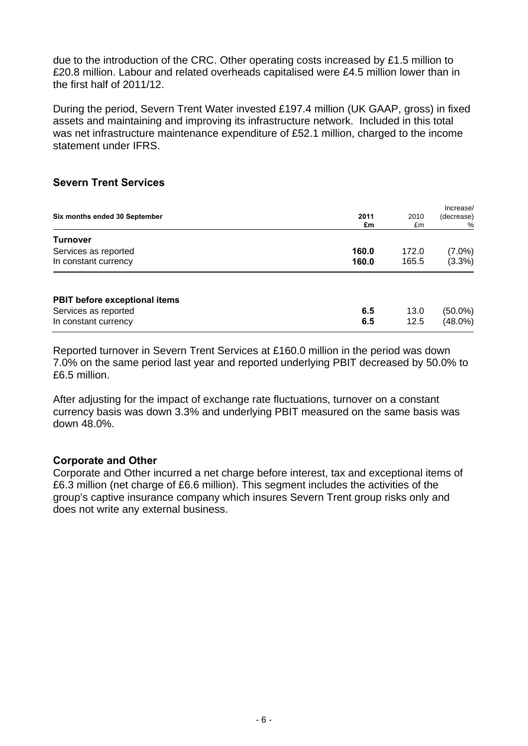due to the introduction of the CRC. Other operating costs increased by £1.5 million to £20.8 million. Labour and related overheads capitalised were £4.5 million lower than in the first half of 2011/12.

During the period, Severn Trent Water invested £197.4 million (UK GAAP, gross) in fixed assets and maintaining and improving its infrastructure network. Included in this total was net infrastructure maintenance expenditure of £52.1 million, charged to the income statement under IFRS.

## Severn Trent Services

| Six months ended 30 September | 2011<br>£m | 2010<br>£m | Increase/<br>(decrease)<br>% |
|---|---|---|---|
| **Turnover** | | | |
| Services as reported | **160.0** | 172.0 | (7.0%) |
| In constant currency | **160.0** | 165.5 | (3.3%) |
| **PBIT before exceptional items** | | | |
| Services as reported | **6.5** | 13.0 | (50.0%) |
| In constant currency | **6.5** | 12.5 | (48.0%) |

Reported turnover in Severn Trent Services at £160.0 million in the period was down 7.0% on the same period last year and reported underlying PBIT decreased by 50.0% to £6.5 million.

After adjusting for the impact of exchange rate fluctuations, turnover on a constant currency basis was down 3.3% and underlying PBIT measured on the same basis was down 48.0%.

## Corporate and Other

Corporate and Other incurred a net charge before interest, tax and exceptional items of £6.3 million (net charge of £6.6 million). This segment includes the activities of the group's captive insurance company which insures Severn Trent group risks only and does not write any external business.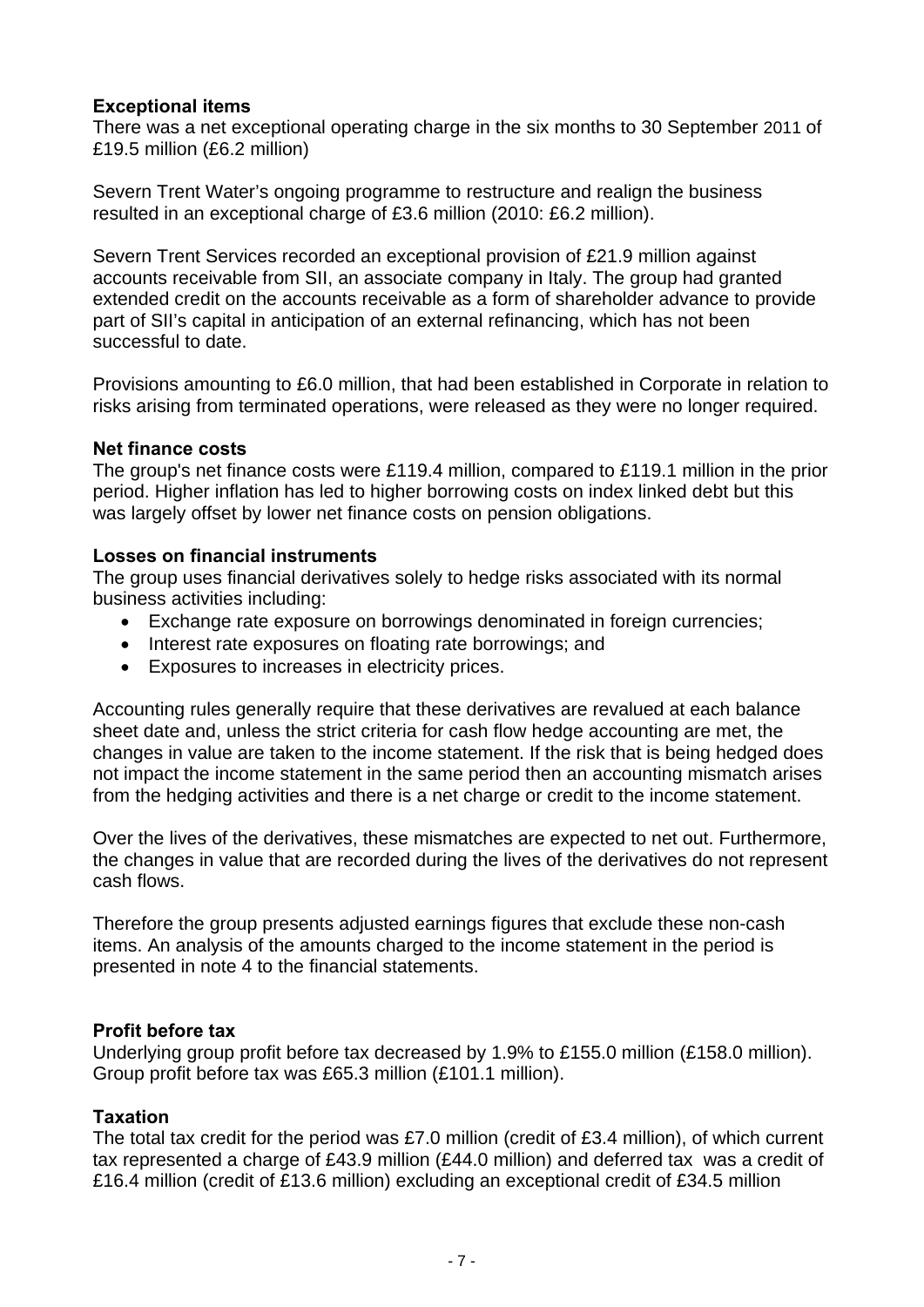**Exceptional items**

There was a net exceptional operating charge in the six months to 30 September 2011 of £19.5 million (£6.2 million)

Severn Trent Water's ongoing programme to restructure and realign the business resulted in an exceptional charge of £3.6 million (2010: £6.2 million).

Severn Trent Services recorded an exceptional provision of £21.9 million against accounts receivable from SII, an associate company in Italy. The group had granted extended credit on the accounts receivable as a form of shareholder advance to provide part of SII's capital in anticipation of an external refinancing, which has not been successful to date.

Provisions amounting to £6.0 million, that had been established in Corporate in relation to risks arising from terminated operations, were released as they were no longer required.

**Net finance costs**

The group's net finance costs were £119.4 million, compared to £119.1 million in the prior period. Higher inflation has led to higher borrowing costs on index linked debt but this was largely offset by lower net finance costs on pension obligations.

**Losses on financial instruments**

The group uses financial derivatives solely to hedge risks associated with its normal business activities including:

- Exchange rate exposure on borrowings denominated in foreign currencies;
- Interest rate exposures on floating rate borrowings; and
- Exposures to increases in electricity prices.

Accounting rules generally require that these derivatives are revalued at each balance sheet date and, unless the strict criteria for cash flow hedge accounting are met, the changes in value are taken to the income statement. If the risk that is being hedged does not impact the income statement in the same period then an accounting mismatch arises from the hedging activities and there is a net charge or credit to the income statement.

Over the lives of the derivatives, these mismatches are expected to net out. Furthermore, the changes in value that are recorded during the lives of the derivatives do not represent cash flows.

Therefore the group presents adjusted earnings figures that exclude these non-cash items. An analysis of the amounts charged to the income statement in the period is presented in note 4 to the financial statements.

**Profit before tax**

Underlying group profit before tax decreased by 1.9% to £155.0 million (£158.0 million). Group profit before tax was £65.3 million (£101.1 million).

**Taxation**

The total tax credit for the period was £7.0 million (credit of £3.4 million), of which current tax represented a charge of £43.9 million (£44.0 million) and deferred tax was a credit of £16.4 million (credit of £13.6 million) excluding an exceptional credit of £34.5 million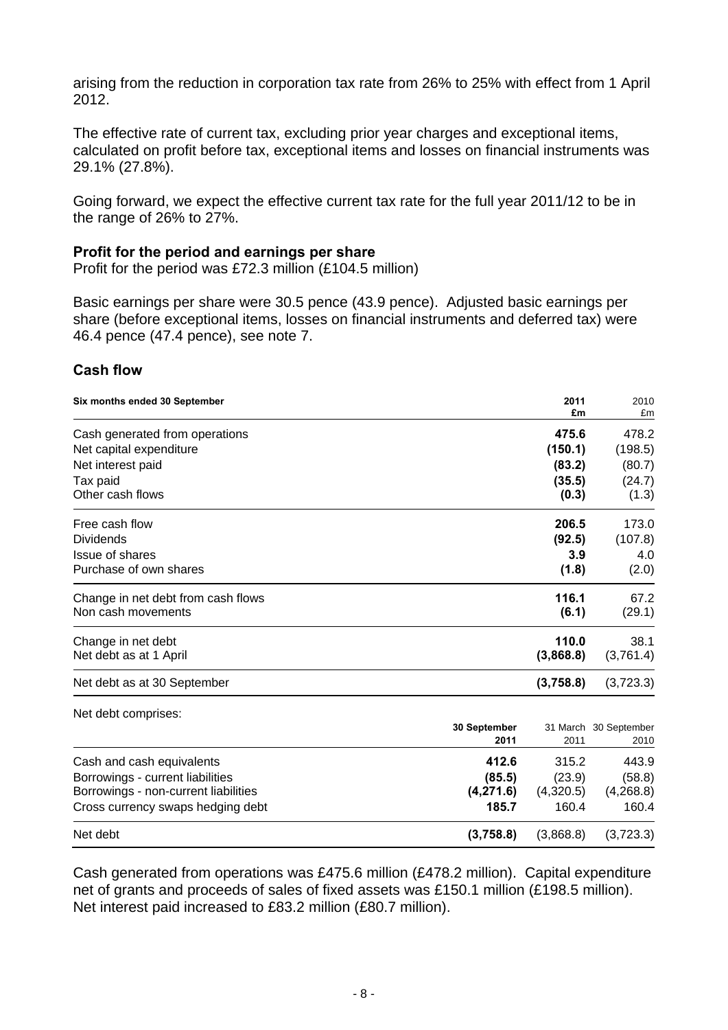arising from the reduction in corporation tax rate from 26% to 25% with effect from 1 April 2012.

The effective rate of current tax, excluding prior year charges and exceptional items, calculated on profit before tax, exceptional items and losses on financial instruments was 29.1% (27.8%).

Going forward, we expect the effective current tax rate for the full year 2011/12 to be in the range of 26% to 27%.

**Profit for the period and earnings per share**

Profit for the period was £72.3 million (£104.5 million)

Basic earnings per share were 30.5 pence (43.9 pence). Adjusted basic earnings per share (before exceptional items, losses on financial instruments and deferred tax) were 46.4 pence (47.4 pence), see note 7.

## Cash flow

| Six months ended 30 September | 2011 £m | 2010 £m |
|---|---|---|
| Cash generated from operations | **475.6** | 478.2 |
| Net capital expenditure | **(150.1)** | (198.5) |
| Net interest paid | **(83.2)** | (80.7) |
| Tax paid | **(35.5)** | (24.7) |
| Other cash flows | **(0.3)** | (1.3) |
| Free cash flow | **206.5** | 173.0 |
| Dividends | **(92.5)** | (107.8) |
| Issue of shares | **3.9** | 4.0 |
| Purchase of own shares | **(1.8)** | (2.0) |
| Change in net debt from cash flows | **116.1** | 67.2 |
| Non cash movements | **(6.1)** | (29.1) |
| Change in net debt | **110.0** | 38.1 |
| Net debt as at 1 April | **(3,868.8)** | (3,761.4) |
| Net debt as at 30 September | **(3,758.8)** | (3,723.3) |

Net debt comprises:

| | 30 September 2011 | 31 March 2011 | 30 September 2010 |
|---|---|---|---|
| Cash and cash equivalents | **412.6** | 315.2 | 443.9 |
| Borrowings - current liabilities | **(85.5)** | (23.9) | (58.8) |
| Borrowings - non-current liabilities | **(4,271.6)** | (4,320.5) | (4,268.8) |
| Cross currency swaps hedging debt | **185.7** | 160.4 | 160.4 |
| Net debt | **(3,758.8)** | (3,868.8) | (3,723.3) |

Cash generated from operations was £475.6 million (£478.2 million). Capital expenditure net of grants and proceeds of sales of fixed assets was £150.1 million (£198.5 million). Net interest paid increased to £83.2 million (£80.7 million).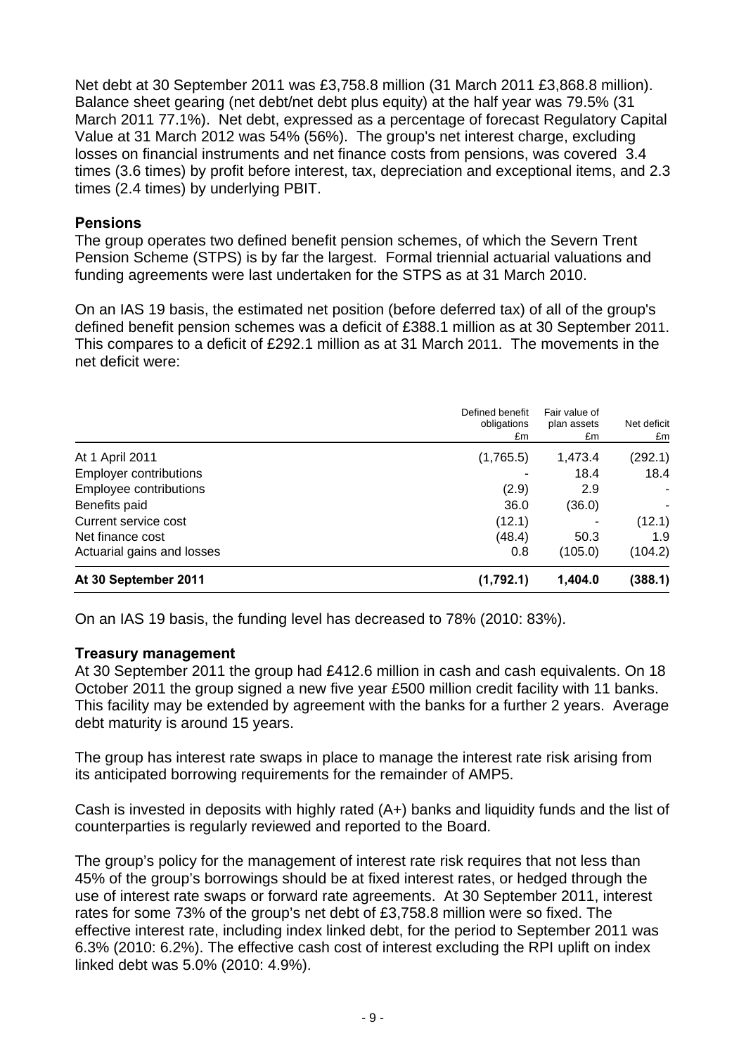Net debt at 30 September 2011 was £3,758.8 million (31 March 2011 £3,868.8 million). Balance sheet gearing (net debt/net debt plus equity) at the half year was 79.5% (31 March 2011 77.1%). Net debt, expressed as a percentage of forecast Regulatory Capital Value at 31 March 2012 was 54% (56%). The group's net interest charge, excluding losses on financial instruments and net finance costs from pensions, was covered 3.4 times (3.6 times) by profit before interest, tax, depreciation and exceptional items, and 2.3 times (2.4 times) by underlying PBIT.

## Pensions

The group operates two defined benefit pension schemes, of which the Severn Trent Pension Scheme (STPS) is by far the largest. Formal triennial actuarial valuations and funding agreements were last undertaken for the STPS as at 31 March 2010.

On an IAS 19 basis, the estimated net position (before deferred tax) of all of the group's defined benefit pension schemes was a deficit of £388.1 million as at 30 September 2011. This compares to a deficit of £292.1 million as at 31 March 2011. The movements in the net deficit were:

| | Defined benefit obligations £m | Fair value of plan assets £m | Net deficit £m |
|---|---|---|---|
| At 1 April 2011 | (1,765.5) | 1,473.4 | (292.1) |
| Employer contributions | - | 18.4 | 18.4 |
| Employee contributions | (2.9) | 2.9 | - |
| Benefits paid | 36.0 | (36.0) | - |
| Current service cost | (12.1) | - | (12.1) |
| Net finance cost | (48.4) | 50.3 | 1.9 |
| Actuarial gains and losses | 0.8 | (105.0) | (104.2) |
| **At 30 September 2011** | **(1,792.1)** | **1,404.0** | **(388.1)** |

On an IAS 19 basis, the funding level has decreased to 78% (2010: 83%).

## Treasury management

At 30 September 2011 the group had £412.6 million in cash and cash equivalents. On 18 October 2011 the group signed a new five year £500 million credit facility with 11 banks. This facility may be extended by agreement with the banks for a further 2 years. Average debt maturity is around 15 years.

The group has interest rate swaps in place to manage the interest rate risk arising from its anticipated borrowing requirements for the remainder of AMP5.

Cash is invested in deposits with highly rated (A+) banks and liquidity funds and the list of counterparties is regularly reviewed and reported to the Board.

The group's policy for the management of interest rate risk requires that not less than 45% of the group's borrowings should be at fixed interest rates, or hedged through the use of interest rate swaps or forward rate agreements. At 30 September 2011, interest rates for some 73% of the group's net debt of £3,758.8 million were so fixed. The effective interest rate, including index linked debt, for the period to September 2011 was 6.3% (2010: 6.2%). The effective cash cost of interest excluding the RPI uplift on index linked debt was 5.0% (2010: 4.9%).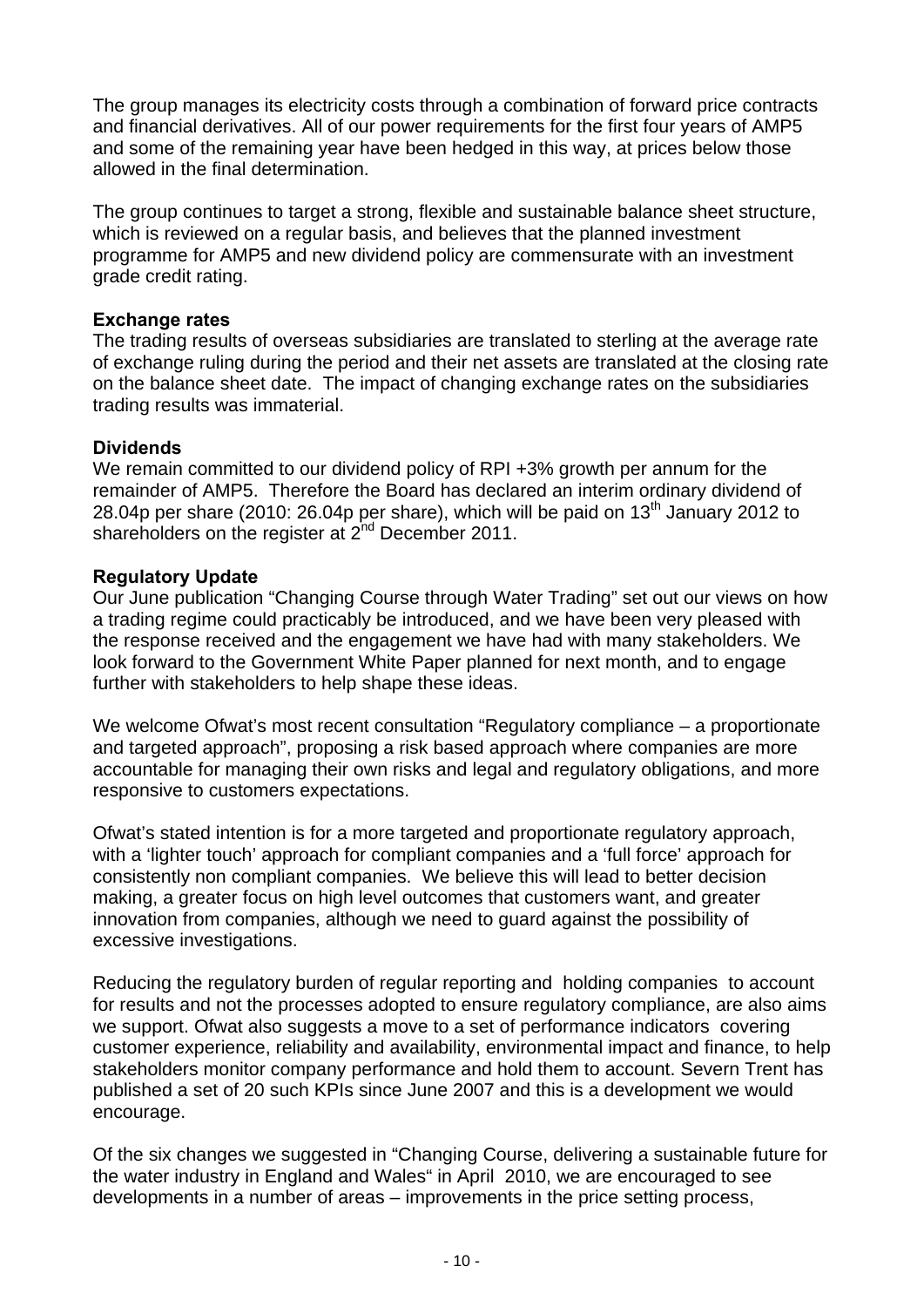The group manages its electricity costs through a combination of forward price contracts and financial derivatives. All of our power requirements for the first four years of AMP5 and some of the remaining year have been hedged in this way, at prices below those allowed in the final determination.

The group continues to target a strong, flexible and sustainable balance sheet structure, which is reviewed on a regular basis, and believes that the planned investment programme for AMP5 and new dividend policy are commensurate with an investment grade credit rating.

**Exchange rates**

The trading results of overseas subsidiaries are translated to sterling at the average rate of exchange ruling during the period and their net assets are translated at the closing rate on the balance sheet date. The impact of changing exchange rates on the subsidiaries trading results was immaterial.

**Dividends**

We remain committed to our dividend policy of RPI +3% growth per annum for the remainder of AMP5. Therefore the Board has declared an interim ordinary dividend of 28.04p per share (2010: 26.04p per share), which will be paid on 13th January 2012 to shareholders on the register at 2nd December 2011.

**Regulatory Update**

Our June publication "Changing Course through Water Trading" set out our views on how a trading regime could practicably be introduced, and we have been very pleased with the response received and the engagement we have had with many stakeholders. We look forward to the Government White Paper planned for next month, and to engage further with stakeholders to help shape these ideas.

We welcome Ofwat's most recent consultation "Regulatory compliance – a proportionate and targeted approach", proposing a risk based approach where companies are more accountable for managing their own risks and legal and regulatory obligations, and more responsive to customers expectations.

Ofwat's stated intention is for a more targeted and proportionate regulatory approach, with a 'lighter touch' approach for compliant companies and a 'full force' approach for consistently non compliant companies. We believe this will lead to better decision making, a greater focus on high level outcomes that customers want, and greater innovation from companies, although we need to guard against the possibility of excessive investigations.

Reducing the regulatory burden of regular reporting and holding companies to account for results and not the processes adopted to ensure regulatory compliance, are also aims we support. Ofwat also suggests a move to a set of performance indicators covering customer experience, reliability and availability, environmental impact and finance, to help stakeholders monitor company performance and hold them to account. Severn Trent has published a set of 20 such KPIs since June 2007 and this is a development we would encourage.

Of the six changes we suggested in "Changing Course, delivering a sustainable future for the water industry in England and Wales" in April 2010, we are encouraged to see developments in a number of areas – improvements in the price setting process,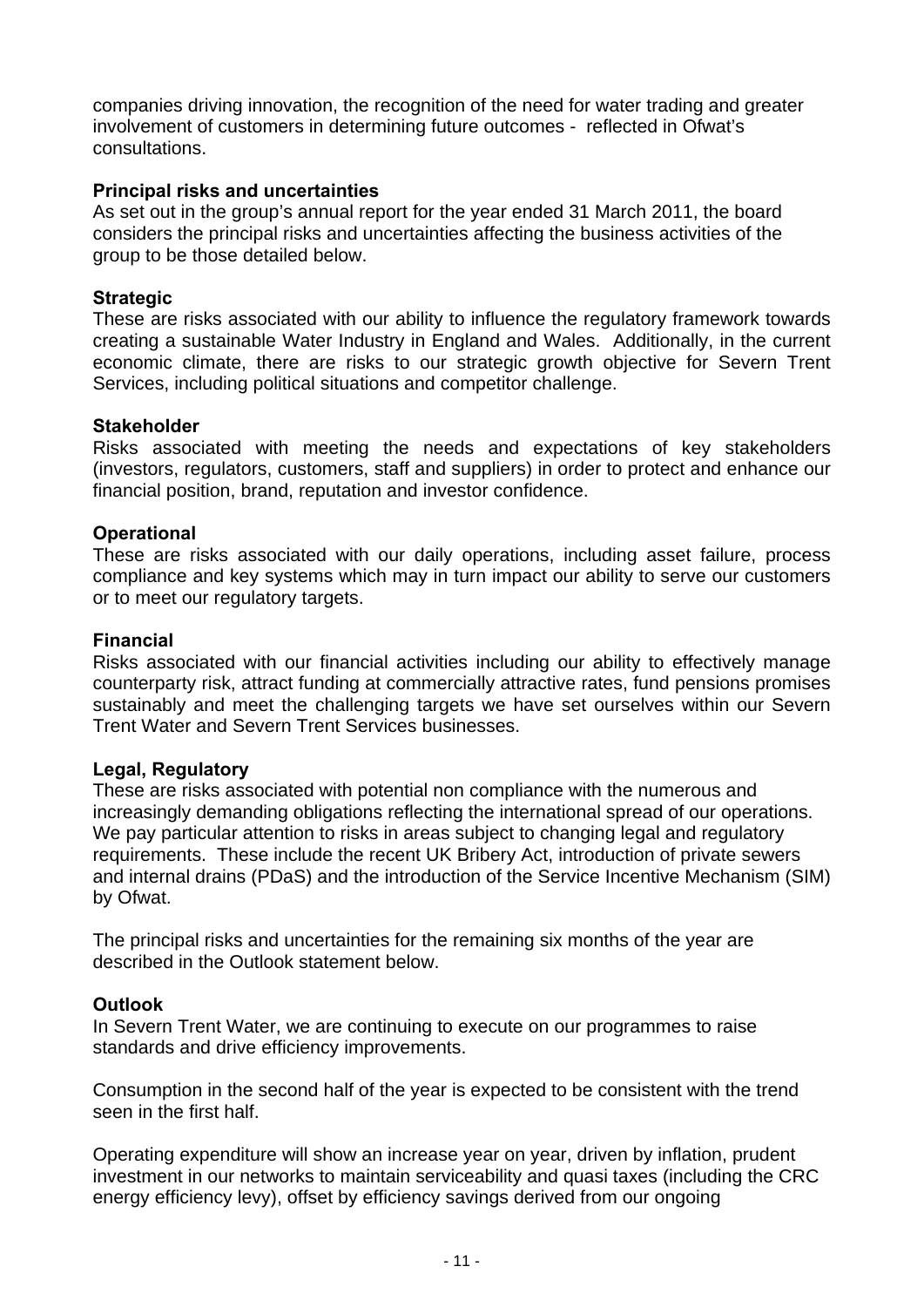companies driving innovation, the recognition of the need for water trading and greater involvement of customers in determining future outcomes - reflected in Ofwat's consultations.

**Principal risks and uncertainties**

As set out in the group's annual report for the year ended 31 March 2011, the board considers the principal risks and uncertainties affecting the business activities of the group to be those detailed below.

**Strategic**

These are risks associated with our ability to influence the regulatory framework towards creating a sustainable Water Industry in England and Wales. Additionally, in the current economic climate, there are risks to our strategic growth objective for Severn Trent Services, including political situations and competitor challenge.

**Stakeholder**

Risks associated with meeting the needs and expectations of key stakeholders (investors, regulators, customers, staff and suppliers) in order to protect and enhance our financial position, brand, reputation and investor confidence.

**Operational**

These are risks associated with our daily operations, including asset failure, process compliance and key systems which may in turn impact our ability to serve our customers or to meet our regulatory targets.

**Financial**

Risks associated with our financial activities including our ability to effectively manage counterparty risk, attract funding at commercially attractive rates, fund pensions promises sustainably and meet the challenging targets we have set ourselves within our Severn Trent Water and Severn Trent Services businesses.

**Legal, Regulatory**

These are risks associated with potential non compliance with the numerous and increasingly demanding obligations reflecting the international spread of our operations. We pay particular attention to risks in areas subject to changing legal and regulatory requirements. These include the recent UK Bribery Act, introduction of private sewers and internal drains (PDaS) and the introduction of the Service Incentive Mechanism (SIM) by Ofwat.

The principal risks and uncertainties for the remaining six months of the year are described in the Outlook statement below.

**Outlook**

In Severn Trent Water, we are continuing to execute on our programmes to raise standards and drive efficiency improvements.

Consumption in the second half of the year is expected to be consistent with the trend seen in the first half.

Operating expenditure will show an increase year on year, driven by inflation, prudent investment in our networks to maintain serviceability and quasi taxes (including the CRC energy efficiency levy), offset by efficiency savings derived from our ongoing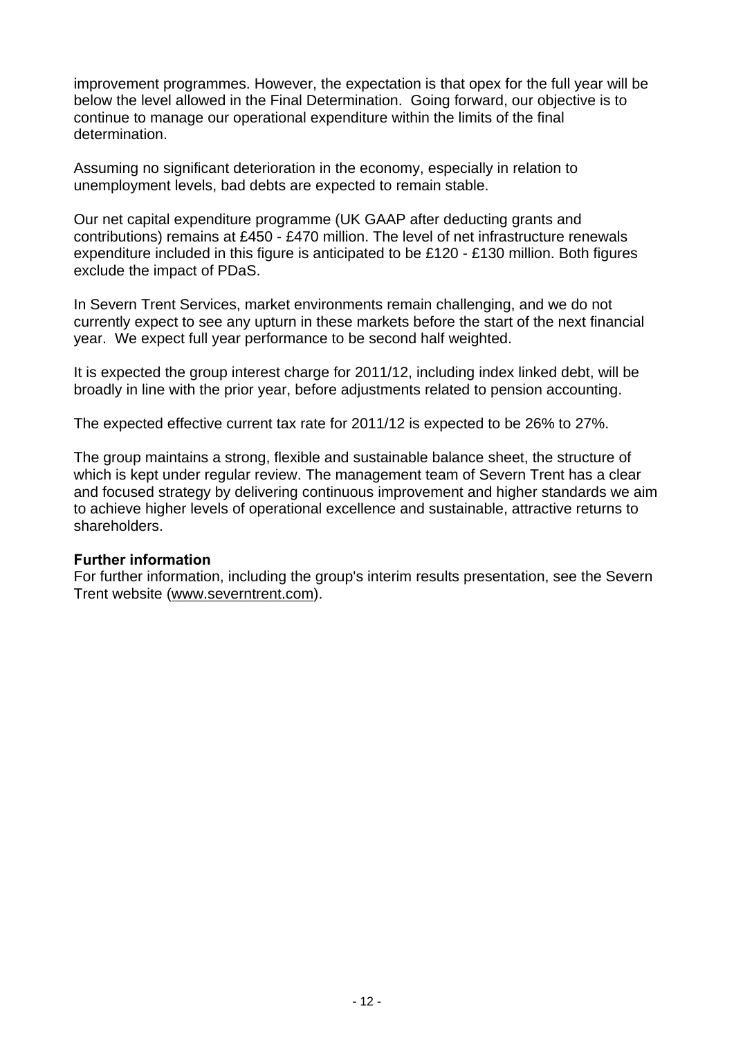improvement programmes. However, the expectation is that opex for the full year will be below the level allowed in the Final Determination. Going forward, our objective is to continue to manage our operational expenditure within the limits of the final determination.

Assuming no significant deterioration in the economy, especially in relation to unemployment levels, bad debts are expected to remain stable.

Our net capital expenditure programme (UK GAAP after deducting grants and contributions) remains at £450 - £470 million. The level of net infrastructure renewals expenditure included in this figure is anticipated to be £120 - £130 million. Both figures exclude the impact of PDaS.

In Severn Trent Services, market environments remain challenging, and we do not currently expect to see any upturn in these markets before the start of the next financial year. We expect full year performance to be second half weighted.

It is expected the group interest charge for 2011/12, including index linked debt, will be broadly in line with the prior year, before adjustments related to pension accounting.

The expected effective current tax rate for 2011/12 is expected to be 26% to 27%.

The group maintains a strong, flexible and sustainable balance sheet, the structure of which is kept under regular review. The management team of Severn Trent has a clear and focused strategy by delivering continuous improvement and higher standards we aim to achieve higher levels of operational excellence and sustainable, attractive returns to shareholders.

**Further information**

For further information, including the group's interim results presentation, see the Severn Trent website (www.severntrent.com).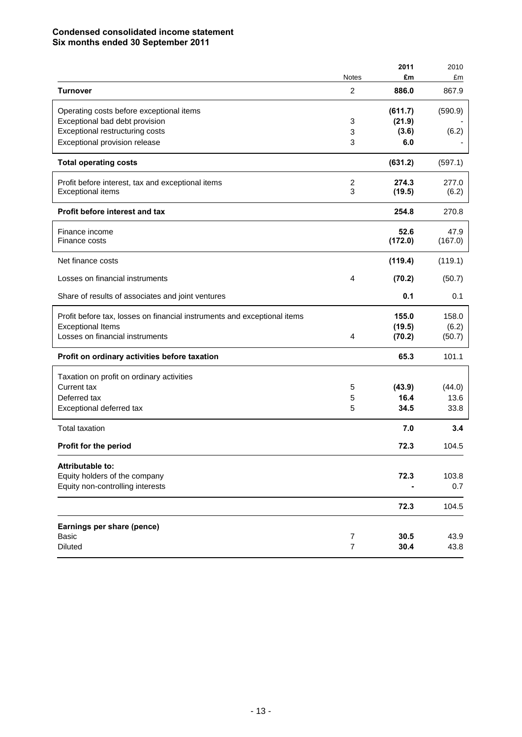**Condensed consolidated income statement**
**Six months ended 30 September 2011**

| | Notes | 2011 £m | 2010 £m |
|---|---|---|---|
| **Turnover** | 2 | **886.0** | 867.9 |
| Operating costs before exceptional items | | **(611.7)** | (590.9) |
| Exceptional bad debt provision | 3 | **(21.9)** | - |
| Exceptional restructuring costs | 3 | **(3.6)** | (6.2) |
| Exceptional provision release | 3 | **6.0** | - |
| **Total operating costs** | | **(631.2)** | (597.1) |
| Profit before interest, tax and exceptional items | 2 | **274.3** | 277.0 |
| Exceptional items | 3 | **(19.5)** | (6.2) |
| **Profit before interest and tax** | | **254.8** | 270.8 |
| Finance income | | **52.6** | 47.9 |
| Finance costs | | **(172.0)** | (167.0) |
| Net finance costs | | **(119.4)** | (119.1) |
| Losses on financial instruments | 4 | **(70.2)** | (50.7) |
| Share of results of associates and joint ventures | | **0.1** | 0.1 |
| Profit before tax, losses on financial instruments and exceptional items | | **155.0** | 158.0 |
| Exceptional Items | | **(19.5)** | (6.2) |
| Losses on financial instruments | 4 | **(70.2)** | (50.7) |
| **Profit on ordinary activities before taxation** | | **65.3** | 101.1 |
| Taxation on profit on ordinary activities | | | |
| Current tax | 5 | **(43.9)** | (44.0) |
| Deferred tax | 5 | **16.4** | 13.6 |
| Exceptional deferred tax | 5 | **34.5** | 33.8 |
| Total taxation | | **7.0** | **3.4** |
| **Profit for the period** | | **72.3** | 104.5 |
| **Attributable to:** | | | |
| Equity holders of the company | | **72.3** | 103.8 |
| Equity non-controlling interests | | **-** | 0.7 |
| | | **72.3** | 104.5 |
| **Earnings per share (pence)** | | | |
| Basic | 7 | **30.5** | 43.9 |
| Diluted | 7 | **30.4** | 43.8 |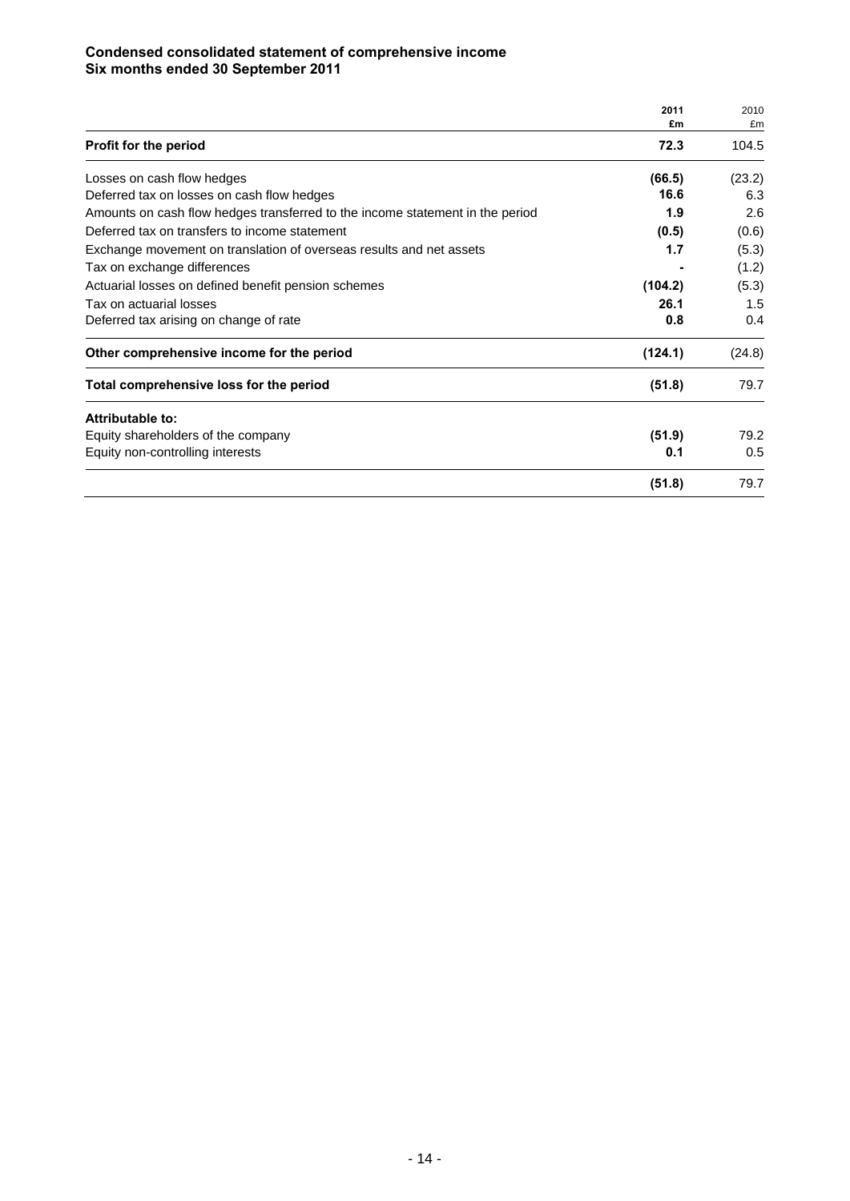**Condensed consolidated statement of comprehensive income**
**Six months ended 30 September 2011**

| | 2011 £m | 2010 £m |
|---|---|---|
| **Profit for the period** | **72.3** | 104.5 |
| Losses on cash flow hedges | **(66.5)** | (23.2) |
| Deferred tax on losses on cash flow hedges | **16.6** | 6.3 |
| Amounts on cash flow hedges transferred to the income statement in the period | **1.9** | 2.6 |
| Deferred tax on transfers to income statement | **(0.5)** | (0.6) |
| Exchange movement on translation of overseas results and net assets | **1.7** | (5.3) |
| Tax on exchange differences | **-** | (1.2) |
| Actuarial losses on defined benefit pension schemes | **(104.2)** | (5.3) |
| Tax on actuarial losses | **26.1** | 1.5 |
| Deferred tax arising on change of rate | **0.8** | 0.4 |
| **Other comprehensive income for the period** | **(124.1)** | (24.8) |
| **Total comprehensive loss for the period** | **(51.8)** | 79.7 |
| **Attributable to:** | | |
| Equity shareholders of the company | **(51.9)** | 79.2 |
| Equity non-controlling interests | **0.1** | 0.5 |
| | **(51.8)** | 79.7 |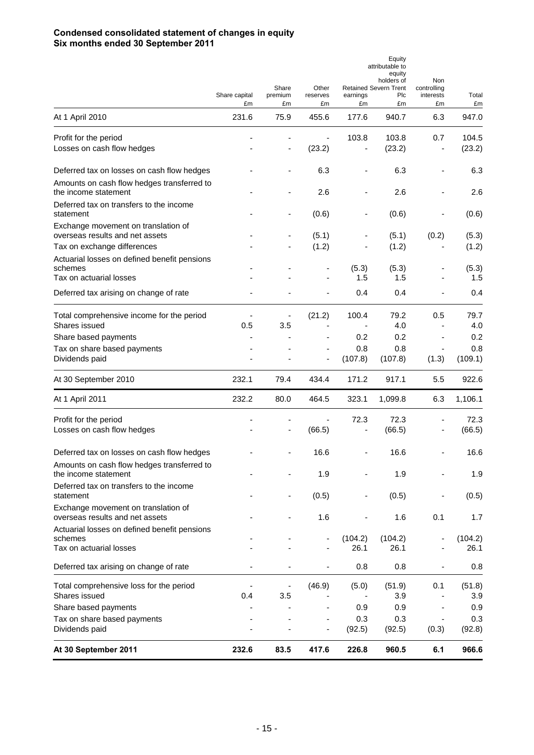**Condensed consolidated statement of changes in equity**
**Six months ended 30 September 2011**

| | Share capital £m | Share premium £m | Other reserves £m | Retained earnings £m | Equity attributable to equity holders of Severn Trent Plc £m | Non controlling interests £m | Total £m |
|---|---|---|---|---|---|---|---|
| At 1 April 2010 | 231.6 | 75.9 | 455.6 | 177.6 | 940.7 | 6.3 | 947.0 |
| Profit for the period | - | - | - | 103.8 | 103.8 | 0.7 | 104.5 |
| Losses on cash flow hedges | - | - | (23.2) | - | (23.2) | - | (23.2) |
| Deferred tax on losses on cash flow hedges | - | - | 6.3 | - | 6.3 | - | 6.3 |
| Amounts on cash flow hedges transferred to the income statement | - | - | 2.6 | - | 2.6 | - | 2.6 |
| Deferred tax on transfers to the income statement | - | - | (0.6) | - | (0.6) | - | (0.6) |
| Exchange movement on translation of overseas results and net assets | - | - | (5.1) | - | (5.1) | (0.2) | (5.3) |
| Tax on exchange differences | - | - | (1.2) | - | (1.2) | - | (1.2) |
| Actuarial losses on defined benefit pensions schemes | - | - | - | (5.3) | (5.3) | - | (5.3) |
| Tax on actuarial losses | - | - | - | 1.5 | 1.5 | - | 1.5 |
| Deferred tax arising on change of rate | - | - | - | 0.4 | 0.4 | - | 0.4 |
| Total comprehensive income for the period | - | - | (21.2) | 100.4 | 79.2 | 0.5 | 79.7 |
| Shares issued | 0.5 | 3.5 | - | - | 4.0 | - | 4.0 |
| Share based payments | - | - | - | 0.2 | 0.2 | - | 0.2 |
| Tax on share based payments | - | - | - | 0.8 | 0.8 | - | 0.8 |
| Dividends paid | - | - | - | (107.8) | (107.8) | (1.3) | (109.1) |
| At 30 September 2010 | 232.1 | 79.4 | 434.4 | 171.2 | 917.1 | 5.5 | 922.6 |
| At 1 April 2011 | 232.2 | 80.0 | 464.5 | 323.1 | 1,099.8 | 6.3 | 1,106.1 |
| Profit for the period | - | - | - | 72.3 | 72.3 | - | 72.3 |
| Losses on cash flow hedges | - | - | (66.5) | - | (66.5) | - | (66.5) |
| Deferred tax on losses on cash flow hedges | - | - | 16.6 | - | 16.6 | - | 16.6 |
| Amounts on cash flow hedges transferred to the income statement | - | - | 1.9 | - | 1.9 | - | 1.9 |
| Deferred tax on transfers to the income statement | - | - | (0.5) | - | (0.5) | - | (0.5) |
| Exchange movement on translation of overseas results and net assets | - | - | 1.6 | - | 1.6 | 0.1 | 1.7 |
| Actuarial losses on defined benefit pensions schemes | - | - | - | (104.2) | (104.2) | - | (104.2) |
| Tax on actuarial losses | - | - | - | 26.1 | 26.1 | - | 26.1 |
| Deferred tax arising on change of rate | - | - | - | 0.8 | 0.8 | - | 0.8 |
| Total comprehensive loss for the period | - | - | (46.9) | (5.0) | (51.9) | 0.1 | (51.8) |
| Shares issued | 0.4 | 3.5 | - | - | 3.9 | - | 3.9 |
| Share based payments | - | - | - | 0.9 | 0.9 | - | 0.9 |
| Tax on share based payments | - | - | - | 0.3 | 0.3 | - | 0.3 |
| Dividends paid | - | - | - | (92.5) | (92.5) | (0.3) | (92.8) |
| **At 30 September 2011** | **232.6** | **83.5** | **417.6** | **226.8** | **960.5** | **6.1** | **966.6** |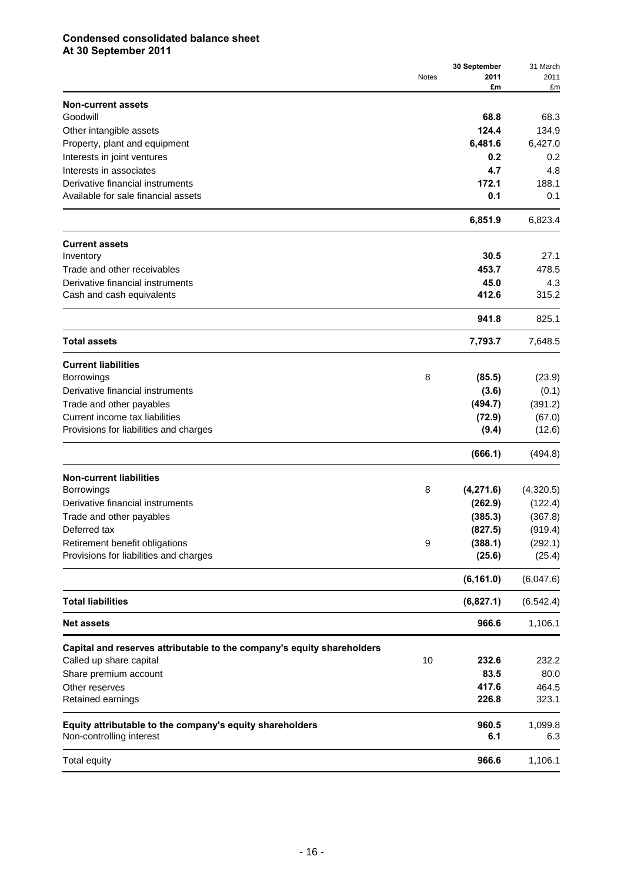**Condensed consolidated balance sheet**
**At 30 September 2011**

| | Notes | 30 September 2011 £m | 31 March 2011 £m |
|---|---|---|---|
| **Non-current assets** | | | |
| Goodwill | | **68.8** | 68.3 |
| Other intangible assets | | **124.4** | 134.9 |
| Property, plant and equipment | | **6,481.6** | 6,427.0 |
| Interests in joint ventures | | **0.2** | 0.2 |
| Interests in associates | | **4.7** | 4.8 |
| Derivative financial instruments | | **172.1** | 188.1 |
| Available for sale financial assets | | **0.1** | 0.1 |
| | | **6,851.9** | 6,823.4 |
| **Current assets** | | | |
| Inventory | | **30.5** | 27.1 |
| Trade and other receivables | | **453.7** | 478.5 |
| Derivative financial instruments | | **45.0** | 4.3 |
| Cash and cash equivalents | | **412.6** | 315.2 |
| | | **941.8** | 825.1 |
| **Total assets** | | **7,793.7** | 7,648.5 |
| **Current liabilities** | | | |
| Borrowings | 8 | **(85.5)** | (23.9) |
| Derivative financial instruments | | **(3.6)** | (0.1) |
| Trade and other payables | | **(494.7)** | (391.2) |
| Current income tax liabilities | | **(72.9)** | (67.0) |
| Provisions for liabilities and charges | | **(9.4)** | (12.6) |
| | | **(666.1)** | (494.8) |
| **Non-current liabilities** | | | |
| Borrowings | 8 | **(4,271.6)** | (4,320.5) |
| Derivative financial instruments | | **(262.9)** | (122.4) |
| Trade and other payables | | **(385.3)** | (367.8) |
| Deferred tax | | **(827.5)** | (919.4) |
| Retirement benefit obligations | 9 | **(388.1)** | (292.1) |
| Provisions for liabilities and charges | | **(25.6)** | (25.4) |
| | | **(6,161.0)** | (6,047.6) |
| **Total liabilities** | | **(6,827.1)** | (6,542.4) |
| **Net assets** | | **966.6** | 1,106.1 |
| **Capital and reserves attributable to the company's equity shareholders** | | | |
| Called up share capital | 10 | **232.6** | 232.2 |
| Share premium account | | **83.5** | 80.0 |
| Other reserves | | **417.6** | 464.5 |
| Retained earnings | | **226.8** | 323.1 |
| **Equity attributable to the company's equity shareholders** | | **960.5** | 1,099.8 |
| Non-controlling interest | | **6.1** | 6.3 |
| Total equity | | **966.6** | 1,106.1 |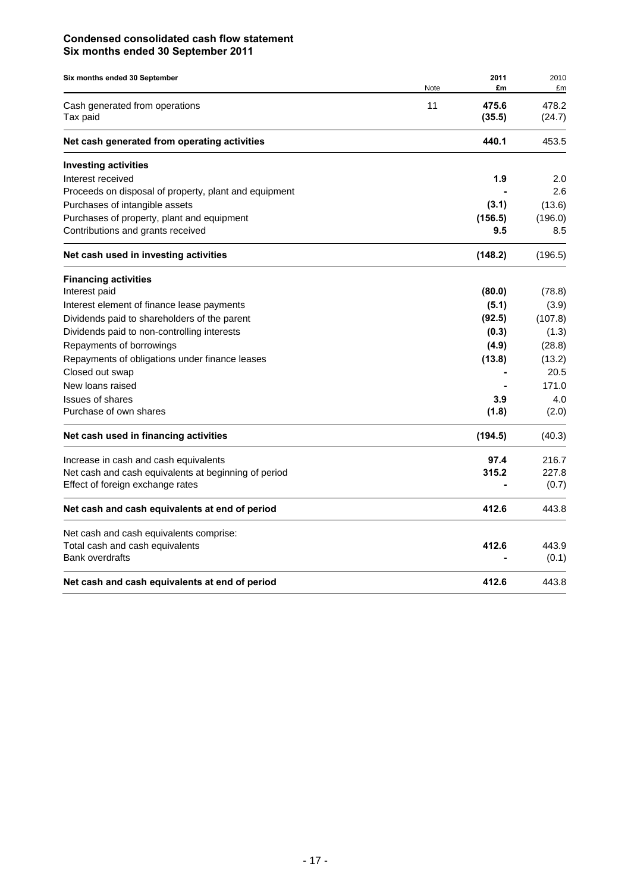**Condensed consolidated cash flow statement**
**Six months ended 30 September 2011**

| Six months ended 30 September | Note | 2011 £m | 2010 £m |
|---|---|---|---|
| Cash generated from operations | 11 | **475.6** | 478.2 |
| Tax paid | | **(35.5)** | (24.7) |
| **Net cash generated from operating activities** | | **440.1** | 453.5 |
| **Investing activities** | | | |
| Interest received | | **1.9** | 2.0 |
| Proceeds on disposal of property, plant and equipment | | **-** | 2.6 |
| Purchases of intangible assets | | **(3.1)** | (13.6) |
| Purchases of property, plant and equipment | | **(156.5)** | (196.0) |
| Contributions and grants received | | **9.5** | 8.5 |
| **Net cash used in investing activities** | | **(148.2)** | (196.5) |
| **Financing activities** | | | |
| Interest paid | | **(80.0)** | (78.8) |
| Interest element of finance lease payments | | **(5.1)** | (3.9) |
| Dividends paid to shareholders of the parent | | **(92.5)** | (107.8) |
| Dividends paid to non-controlling interests | | **(0.3)** | (1.3) |
| Repayments of borrowings | | **(4.9)** | (28.8) |
| Repayments of obligations under finance leases | | **(13.8)** | (13.2) |
| Closed out swap | | **-** | 20.5 |
| New loans raised | | **-** | 171.0 |
| Issues of shares | | **3.9** | 4.0 |
| Purchase of own shares | | **(1.8)** | (2.0) |
| **Net cash used in financing activities** | | **(194.5)** | (40.3) |
| Increase in cash and cash equivalents | | **97.4** | 216.7 |
| Net cash and cash equivalents at beginning of period | | **315.2** | 227.8 |
| Effect of foreign exchange rates | | **-** | (0.7) |
| **Net cash and cash equivalents at end of period** | | **412.6** | 443.8 |
| Net cash and cash equivalents comprise: | | | |
| Total cash and cash equivalents | | **412.6** | 443.9 |
| Bank overdrafts | | **-** | (0.1) |
| **Net cash and cash equivalents at end of period** | | **412.6** | 443.8 |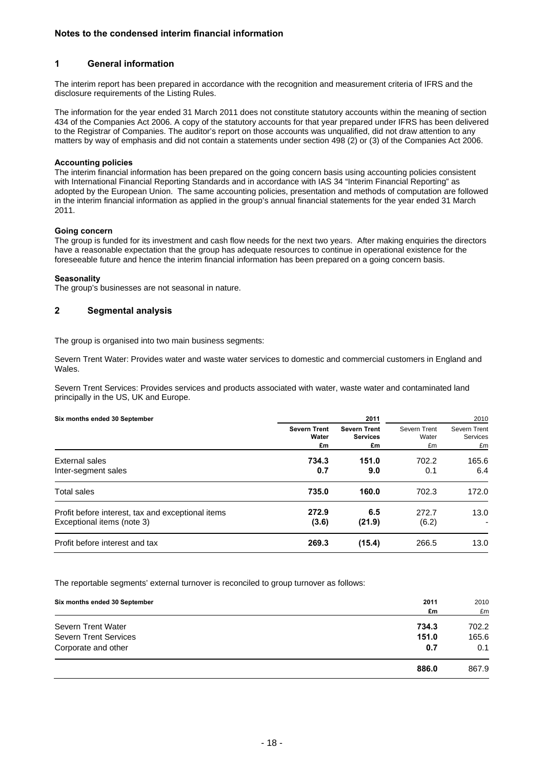## Notes to the condensed interim financial information

### 1 General information

The interim report has been prepared in accordance with the recognition and measurement criteria of IFRS and the disclosure requirements of the Listing Rules.

The information for the year ended 31 March 2011 does not constitute statutory accounts within the meaning of section 434 of the Companies Act 2006. A copy of the statutory accounts for that year prepared under IFRS has been delivered to the Registrar of Companies. The auditor's report on those accounts was unqualified, did not draw attention to any matters by way of emphasis and did not contain a statements under section 498 (2) or (3) of the Companies Act 2006.

**Accounting policies**
The interim financial information has been prepared on the going concern basis using accounting policies consistent with International Financial Reporting Standards and in accordance with IAS 34 "Interim Financial Reporting" as adopted by the European Union. The same accounting policies, presentation and methods of computation are followed in the interim financial information as applied in the group's annual financial statements for the year ended 31 March 2011.

**Going concern**
The group is funded for its investment and cash flow needs for the next two years. After making enquiries the directors have a reasonable expectation that the group has adequate resources to continue in operational existence for the foreseeable future and hence the interim financial information has been prepared on a going concern basis.

**Seasonality**
The group's businesses are not seasonal in nature.

### 2 Segmental analysis

The group is organised into two main business segments:

Severn Trent Water: Provides water and waste water services to domestic and commercial customers in England and Wales.

Severn Trent Services: Provides services and products associated with water, waste water and contaminated land principally in the US, UK and Europe.

| Six months ended 30 September | 2011 | | 2010 | |
|---|---|---|---|---|
| | **Severn Trent Water £m** | **Severn Trent Services £m** | Severn Trent Water £m | Severn Trent Services £m |
| External sales | **734.3** | **151.0** | 702.2 | 165.6 |
| Inter-segment sales | **0.7** | **9.0** | 0.1 | 6.4 |
| Total sales | **735.0** | **160.0** | 702.3 | 172.0 |
| Profit before interest, tax and exceptional items | **272.9** | **6.5** | 272.7 | 13.0 |
| Exceptional items (note 3) | **(3.6)** | **(21.9)** | (6.2) | - |
| Profit before interest and tax | **269.3** | **(15.4)** | 266.5 | 13.0 |

The reportable segments' external turnover is reconciled to group turnover as follows:

| Six months ended 30 September | 2011 £m | 2010 £m |
|---|---|---|
| Severn Trent Water | **734.3** | 702.2 |
| Severn Trent Services | **151.0** | 165.6 |
| Corporate and other | **0.7** | 0.1 |
| | **886.0** | 867.9 |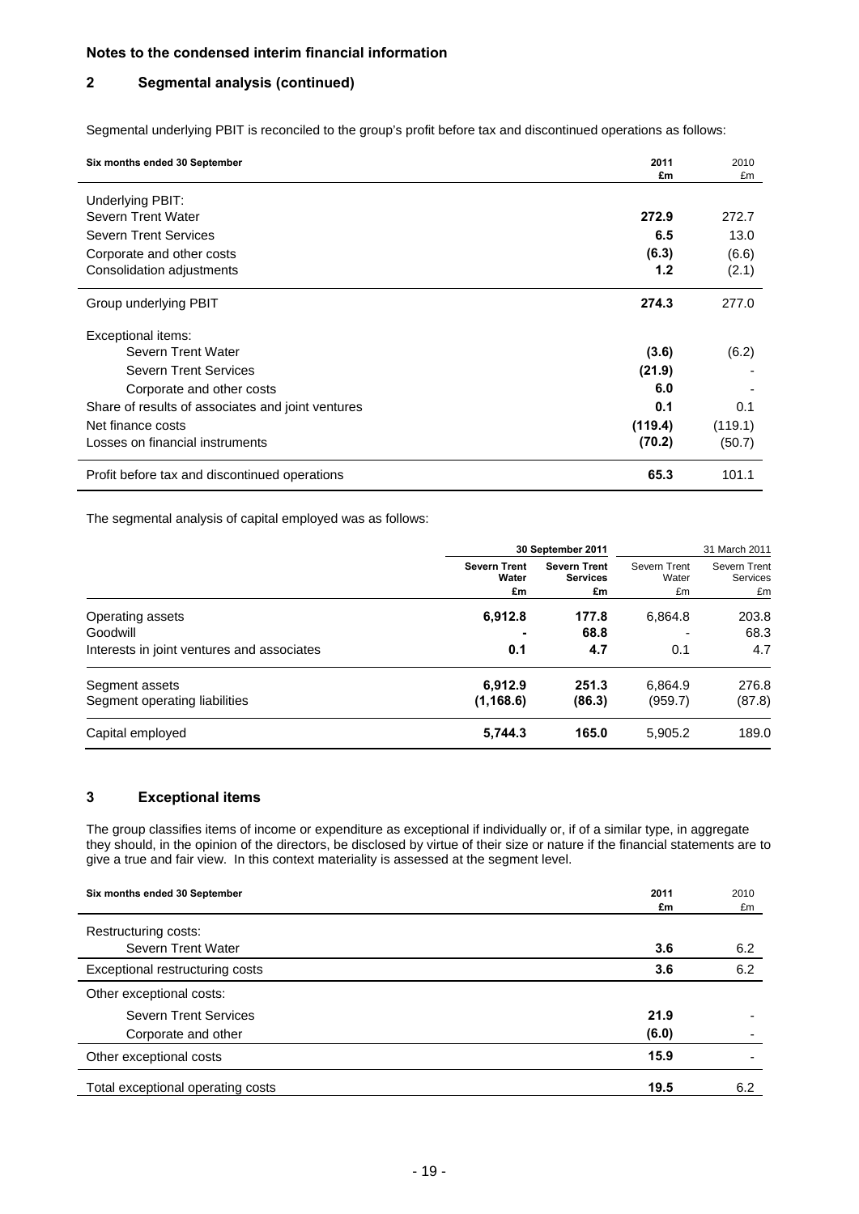**Notes to the condensed interim financial information**

## 2 Segmental analysis (continued)

Segmental underlying PBIT is reconciled to the group's profit before tax and discontinued operations as follows:

| Six months ended 30 September | 2011 £m | 2010 £m |
|---|---|---|
| Underlying PBIT: | | |
| Severn Trent Water | **272.9** | 272.7 |
| Severn Trent Services | **6.5** | 13.0 |
| Corporate and other costs | **(6.3)** | (6.6) |
| Consolidation adjustments | **1.2** | (2.1) |
| Group underlying PBIT | **274.3** | 277.0 |
| Exceptional items: | | |
| Severn Trent Water | **(3.6)** | (6.2) |
| Severn Trent Services | **(21.9)** | - |
| Corporate and other costs | **6.0** | - |
| Share of results of associates and joint ventures | **0.1** | 0.1 |
| Net finance costs | **(119.4)** | (119.1) |
| Losses on financial instruments | **(70.2)** | (50.7) |
| Profit before tax and discontinued operations | **65.3** | 101.1 |

The segmental analysis of capital employed was as follows:

| | **30 September 2011** | | 31 March 2011 | |
|---|---|---|---|---|
| | **Severn Trent Water £m** | **Severn Trent Services £m** | Severn Trent Water £m | Severn Trent Services £m |
| Operating assets | **6,912.8** | **177.8** | 6,864.8 | 203.8 |
| Goodwill | **-** | **68.8** | - | 68.3 |
| Interests in joint ventures and associates | **0.1** | **4.7** | 0.1 | 4.7 |
| Segment assets | **6,912.9** | **251.3** | 6,864.9 | 276.8 |
| Segment operating liabilities | **(1,168.6)** | **(86.3)** | (959.7) | (87.8) |
| Capital employed | **5,744.3** | **165.0** | 5,905.2 | 189.0 |

## 3 Exceptional items

The group classifies items of income or expenditure as exceptional if individually or, if of a similar type, in aggregate they should, in the opinion of the directors, be disclosed by virtue of their size or nature if the financial statements are to give a true and fair view. In this context materiality is assessed at the segment level.

| Six months ended 30 September | 2011 £m | 2010 £m |
|---|---|---|
| Restructuring costs: | | |
| Severn Trent Water | **3.6** | 6.2 |
| Exceptional restructuring costs | **3.6** | 6.2 |
| Other exceptional costs: | | |
| Severn Trent Services | **21.9** | - |
| Corporate and other | **(6.0)** | - |
| Other exceptional costs | **15.9** | - |
| Total exceptional operating costs | **19.5** | 6.2 |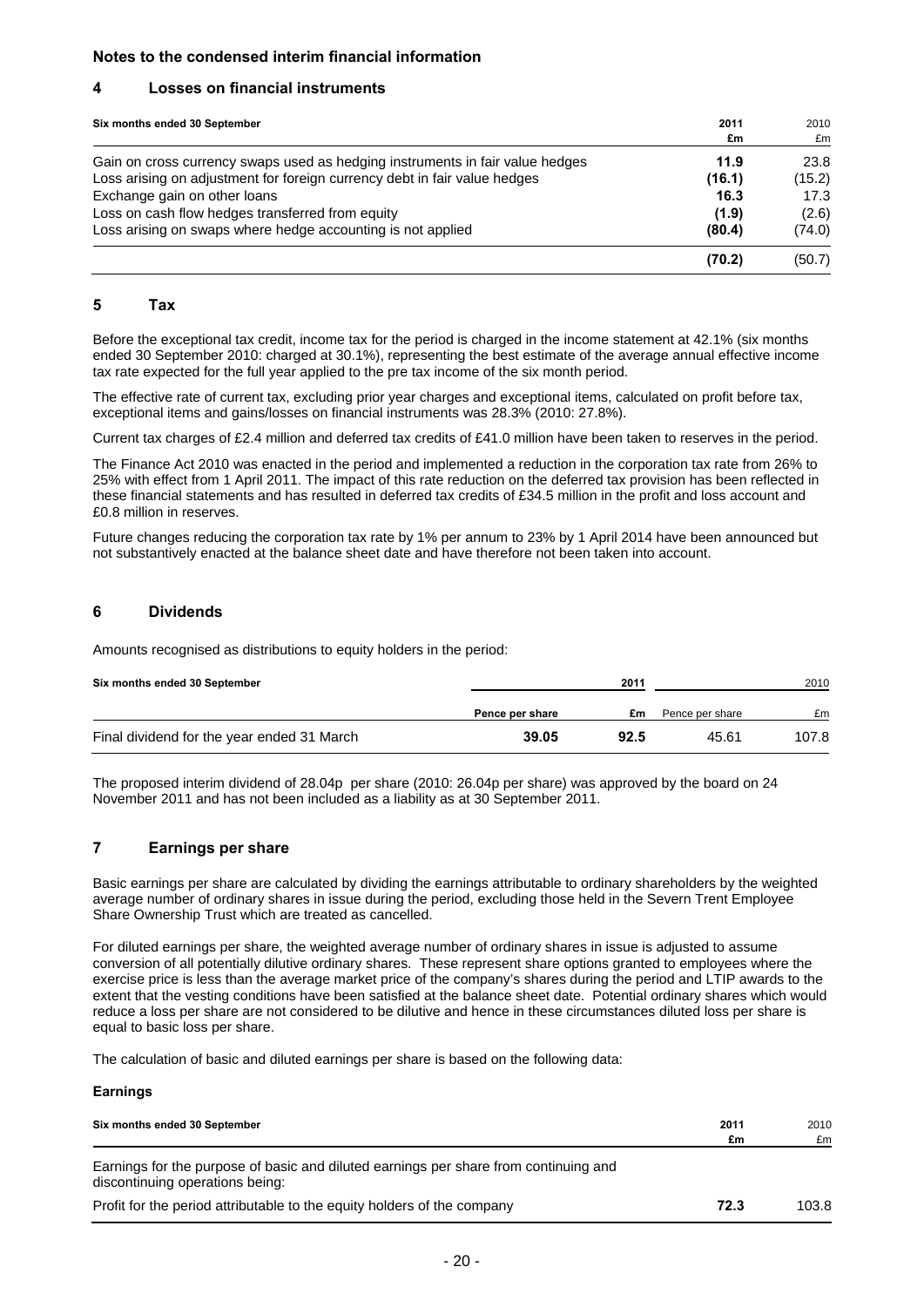## Notes to the condensed interim financial information

## 4 Losses on financial instruments

| Six months ended 30 September | 2011<br>£m | 2010<br>£m |
|---|---|---|
| Gain on cross currency swaps used as hedging instruments in fair value hedges | **11.9** | 23.8 |
| Loss arising on adjustment for foreign currency debt in fair value hedges | **(16.1)** | (15.2) |
| Exchange gain on other loans | **16.3** | 17.3 |
| Loss on cash flow hedges transferred from equity | **(1.9)** | (2.6) |
| Loss arising on swaps where hedge accounting is not applied | **(80.4)** | (74.0) |
| | **(70.2)** | (50.7) |

## 5 Tax

Before the exceptional tax credit, income tax for the period is charged in the income statement at 42.1% (six months ended 30 September 2010: charged at 30.1%), representing the best estimate of the average annual effective income tax rate expected for the full year applied to the pre tax income of the six month period.

The effective rate of current tax, excluding prior year charges and exceptional items, calculated on profit before tax, exceptional items and gains/losses on financial instruments was 28.3% (2010: 27.8%).

Current tax charges of £2.4 million and deferred tax credits of £41.0 million have been taken to reserves in the period.

The Finance Act 2010 was enacted in the period and implemented a reduction in the corporation tax rate from 26% to 25% with effect from 1 April 2011. The impact of this rate reduction on the deferred tax provision has been reflected in these financial statements and has resulted in deferred tax credits of £34.5 million in the profit and loss account and £0.8 million in reserves.

Future changes reducing the corporation tax rate by 1% per annum to 23% by 1 April 2014 have been announced but not substantively enacted at the balance sheet date and have therefore not been taken into account.

## 6 Dividends

Amounts recognised as distributions to equity holders in the period:

| Six months ended 30 September | 2011 | | 2010 | |
|---|---|---|---|---|
| | Pence per share | £m | Pence per share | £m |
| Final dividend for the year ended 31 March | **39.05** | **92.5** | 45.61 | 107.8 |

The proposed interim dividend of 28.04p per share (2010: 26.04p per share) was approved by the board on 24 November 2011 and has not been included as a liability as at 30 September 2011.

## 7 Earnings per share

Basic earnings per share are calculated by dividing the earnings attributable to ordinary shareholders by the weighted average number of ordinary shares in issue during the period, excluding those held in the Severn Trent Employee Share Ownership Trust which are treated as cancelled.

For diluted earnings per share, the weighted average number of ordinary shares in issue is adjusted to assume conversion of all potentially dilutive ordinary shares. These represent share options granted to employees where the exercise price is less than the average market price of the company's shares during the period and LTIP awards to the extent that the vesting conditions have been satisfied at the balance sheet date. Potential ordinary shares which would reduce a loss per share are not considered to be dilutive and hence in these circumstances diluted loss per share is equal to basic loss per share.

The calculation of basic and diluted earnings per share is based on the following data:

**Earnings**

| Six months ended 30 September | 2011<br>£m | 2010<br>£m |
|---|---|---|
| Earnings for the purpose of basic and diluted earnings per share from continuing and discontinuing operations being: | | |
| Profit for the period attributable to the equity holders of the company | **72.3** | 103.8 |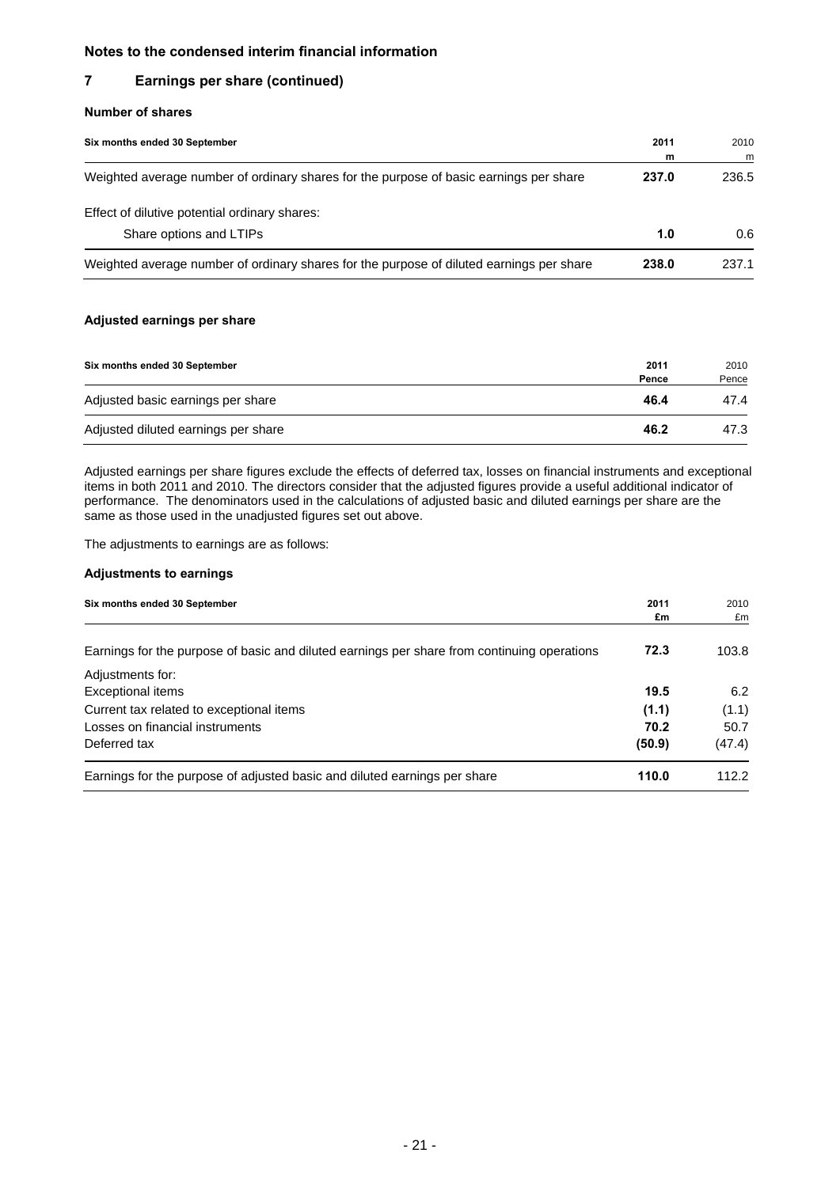**Notes to the condensed interim financial information**

## 7 Earnings per share (continued)

### Number of shares

| Six months ended 30 September | 2011<br>m | 2010<br>m |
|---|---|---|
| Weighted average number of ordinary shares for the purpose of basic earnings per share | **237.0** | 236.5 |
| Effect of dilutive potential ordinary shares: | | |
| Share options and LTIPs | **1.0** | 0.6 |
| Weighted average number of ordinary shares for the purpose of diluted earnings per share | **238.0** | 237.1 |

### Adjusted earnings per share

| Six months ended 30 September | 2011<br>Pence | 2010<br>Pence |
|---|---|---|
| Adjusted basic earnings per share | **46.4** | 47.4 |
| Adjusted diluted earnings per share | **46.2** | 47.3 |

Adjusted earnings per share figures exclude the effects of deferred tax, losses on financial instruments and exceptional items in both 2011 and 2010. The directors consider that the adjusted figures provide a useful additional indicator of performance. The denominators used in the calculations of adjusted basic and diluted earnings per share are the same as those used in the unadjusted figures set out above.

The adjustments to earnings are as follows:

### Adjustments to earnings

| Six months ended 30 September | 2011<br>£m | 2010<br>£m |
|---|---|---|
| Earnings for the purpose of basic and diluted earnings per share from continuing operations | **72.3** | 103.8 |
| Adjustments for: | | |
| Exceptional items | **19.5** | 6.2 |
| Current tax related to exceptional items | **(1.1)** | (1.1) |
| Losses on financial instruments | **70.2** | 50.7 |
| Deferred tax | **(50.9)** | (47.4) |
| Earnings for the purpose of adjusted basic and diluted earnings per share | **110.0** | 112.2 |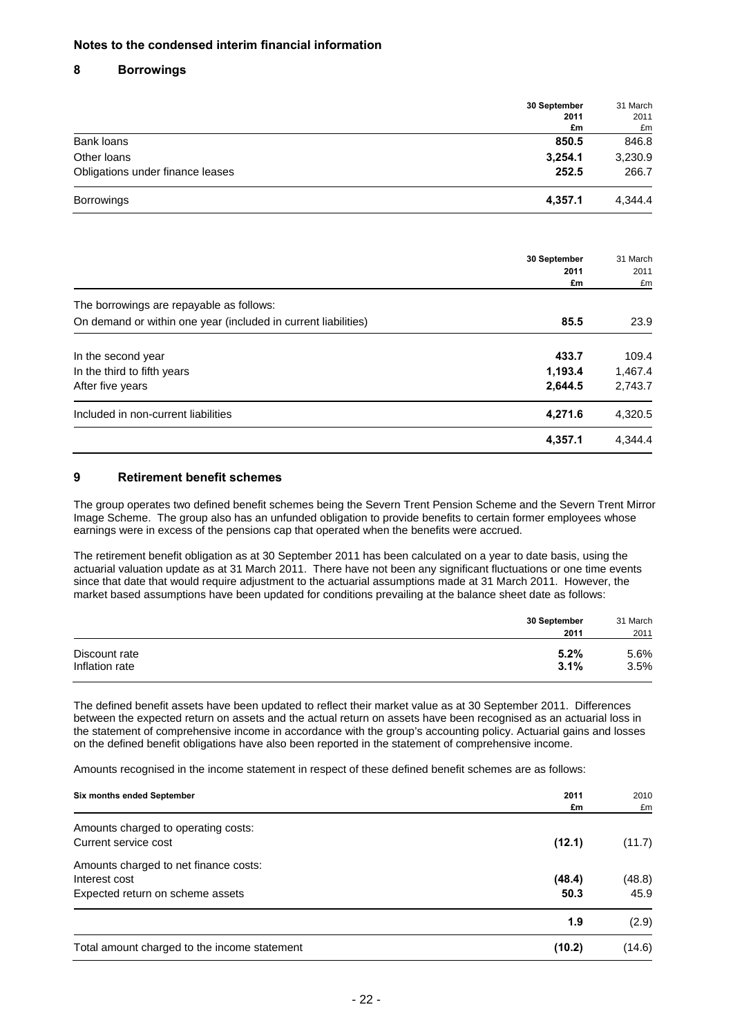## Notes to the condensed interim financial information

### 8 Borrowings

| | 30 September 2011 £m | 31 March 2011 £m |
|---|---|---|
| Bank loans | **850.5** | 846.8 |
| Other loans | **3,254.1** | 3,230.9 |
| Obligations under finance leases | **252.5** | 266.7 |
| Borrowings | **4,357.1** | 4,344.4 |

| | 30 September 2011 £m | 31 March 2011 £m |
|---|---|---|
| The borrowings are repayable as follows: | | |
| On demand or within one year (included in current liabilities) | **85.5** | 23.9 |
| In the second year | **433.7** | 109.4 |
| In the third to fifth years | **1,193.4** | 1,467.4 |
| After five years | **2,644.5** | 2,743.7 |
| Included in non-current liabilities | **4,271.6** | 4,320.5 |
| | **4,357.1** | 4,344.4 |

### 9 Retirement benefit schemes

The group operates two defined benefit schemes being the Severn Trent Pension Scheme and the Severn Trent Mirror Image Scheme. The group also has an unfunded obligation to provide benefits to certain former employees whose earnings were in excess of the pensions cap that operated when the benefits were accrued.

The retirement benefit obligation as at 30 September 2011 has been calculated on a year to date basis, using the actuarial valuation update as at 31 March 2011. There have not been any significant fluctuations or one time events since that date that would require adjustment to the actuarial assumptions made at 31 March 2011. However, the market based assumptions have been updated for conditions prevailing at the balance sheet date as follows:

| | 30 September 2011 | 31 March 2011 |
|---|---|---|
| Discount rate | **5.2%** | 5.6% |
| Inflation rate | **3.1%** | 3.5% |

The defined benefit assets have been updated to reflect their market value as at 30 September 2011. Differences between the expected return on assets and the actual return on assets have been recognised as an actuarial loss in the statement of comprehensive income in accordance with the group's accounting policy. Actuarial gains and losses on the defined benefit obligations have also been reported in the statement of comprehensive income.

Amounts recognised in the income statement in respect of these defined benefit schemes are as follows:

| Six months ended September | 2011 £m | 2010 £m |
|---|---|---|
| Amounts charged to operating costs: | | |
| Current service cost | **(12.1)** | (11.7) |
| Amounts charged to net finance costs: | | |
| Interest cost | **(48.4)** | (48.8) |
| Expected return on scheme assets | **50.3** | 45.9 |
| | **1.9** | (2.9) |
| Total amount charged to the income statement | **(10.2)** | (14.6) |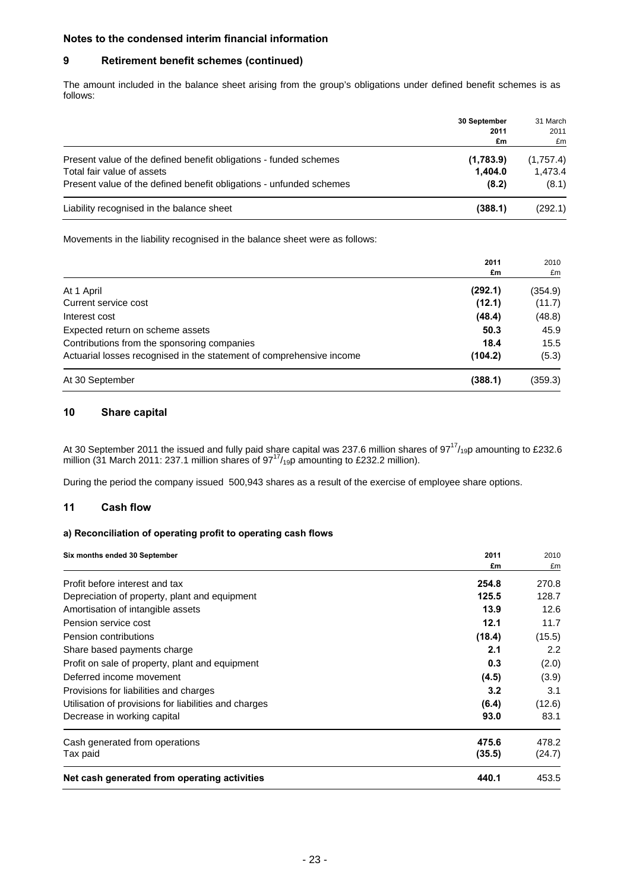## Notes to the condensed interim financial information

## 9 Retirement benefit schemes (continued)

The amount included in the balance sheet arising from the group's obligations under defined benefit schemes is as follows:

| | 30 September 2011 £m | 31 March 2011 £m |
|---|---|---|
| Present value of the defined benefit obligations - funded schemes | **(1,783.9)** | (1,757.4) |
| Total fair value of assets | **1,404.0** | 1,473.4 |
| Present value of the defined benefit obligations - unfunded schemes | **(8.2)** | (8.1) |
| Liability recognised in the balance sheet | **(388.1)** | (292.1) |

Movements in the liability recognised in the balance sheet were as follows:

| | 2011 £m | 2010 £m |
|---|---|---|
| At 1 April | **(292.1)** | (354.9) |
| Current service cost | **(12.1)** | (11.7) |
| Interest cost | **(48.4)** | (48.8) |
| Expected return on scheme assets | **50.3** | 45.9 |
| Contributions from the sponsoring companies | **18.4** | 15.5 |
| Actuarial losses recognised in the statement of comprehensive income | **(104.2)** | (5.3) |
| At 30 September | **(388.1)** | (359.3) |

## 10 Share capital

At 30 September 2011 the issued and fully paid share capital was 237.6 million shares of $97^{17}/_{19}$p amounting to £232.6 million (31 March 2011: 237.1 million shares of $97^{17}/_{19}$p amounting to £232.2 million).

During the period the company issued 500,943 shares as a result of the exercise of employee share options.

## 11 Cash flow

### a) Reconciliation of operating profit to operating cash flows

| Six months ended 30 September | 2011 £m | 2010 £m |
|---|---|---|
| Profit before interest and tax | **254.8** | 270.8 |
| Depreciation of property, plant and equipment | **125.5** | 128.7 |
| Amortisation of intangible assets | **13.9** | 12.6 |
| Pension service cost | **12.1** | 11.7 |
| Pension contributions | **(18.4)** | (15.5) |
| Share based payments charge | **2.1** | 2.2 |
| Profit on sale of property, plant and equipment | **0.3** | (2.0) |
| Deferred income movement | **(4.5)** | (3.9) |
| Provisions for liabilities and charges | **3.2** | 3.1 |
| Utilisation of provisions for liabilities and charges | **(6.4)** | (12.6) |
| Decrease in working capital | **93.0** | 83.1 |
| Cash generated from operations | **475.6** | 478.2 |
| Tax paid | **(35.5)** | (24.7) |
| **Net cash generated from operating activities** | **440.1** | 453.5 |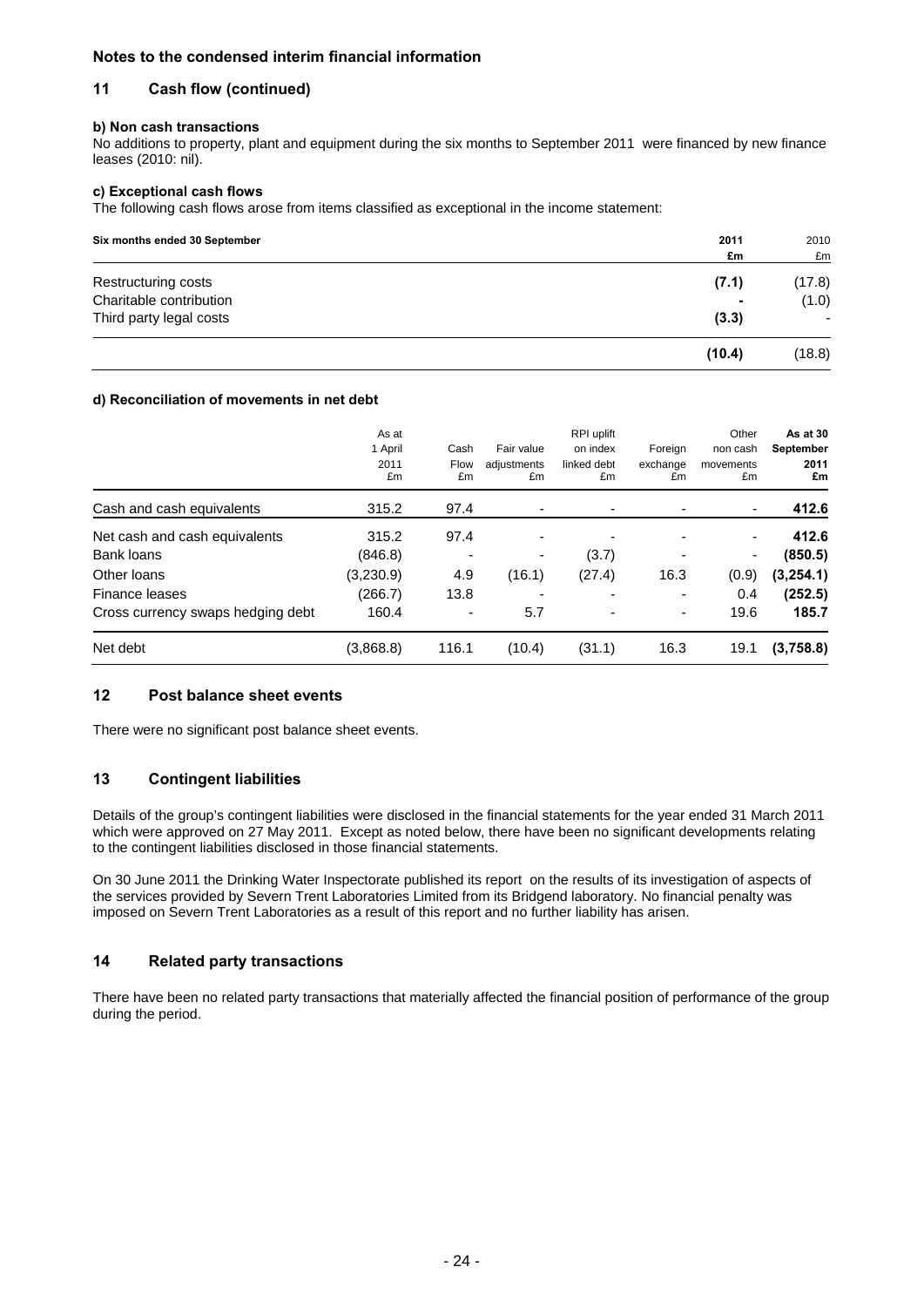**Notes to the condensed interim financial information**

## 11 Cash flow (continued)

**b) Non cash transactions**

No additions to property, plant and equipment during the six months to September 2011 were financed by new finance leases (2010: nil).

**c) Exceptional cash flows**

The following cash flows arose from items classified as exceptional in the income statement:

| Six months ended 30 September | 2011 £m | 2010 £m |
|---|---|---|
| Restructuring costs | **(7.1)** | (17.8) |
| Charitable contribution | **-** | (1.0) |
| Third party legal costs | **(3.3)** | - |
| | **(10.4)** | (18.8) |

**d) Reconciliation of movements in net debt**

| | As at 1 April 2011 £m | Cash Flow £m | Fair value adjustments £m | RPI uplift on index linked debt £m | Foreign exchange £m | Other non cash movements £m | **As at 30 September 2011 £m** |
|---|---|---|---|---|---|---|---|
| Cash and cash equivalents | 315.2 | 97.4 | - | - | - | - | **412.6** |
| Net cash and cash equivalents | 315.2 | 97.4 | - | - | - | - | **412.6** |
| Bank loans | (846.8) | - | - | (3.7) | - | - | **(850.5)** |
| Other loans | (3,230.9) | 4.9 | (16.1) | (27.4) | 16.3 | (0.9) | **(3,254.1)** |
| Finance leases | (266.7) | 13.8 | - | - | - | 0.4 | **(252.5)** |
| Cross currency swaps hedging debt | 160.4 | - | 5.7 | - | - | 19.6 | **185.7** |
| Net debt | (3,868.8) | 116.1 | (10.4) | (31.1) | 16.3 | 19.1 | **(3,758.8)** |

## 12 Post balance sheet events

There were no significant post balance sheet events.

## 13 Contingent liabilities

Details of the group's contingent liabilities were disclosed in the financial statements for the year ended 31 March 2011 which were approved on 27 May 2011. Except as noted below, there have been no significant developments relating to the contingent liabilities disclosed in those financial statements.

On 30 June 2011 the Drinking Water Inspectorate published its report on the results of its investigation of aspects of the services provided by Severn Trent Laboratories Limited from its Bridgend laboratory. No financial penalty was imposed on Severn Trent Laboratories as a result of this report and no further liability has arisen.

## 14 Related party transactions

There have been no related party transactions that materially affected the financial position of performance of the group during the period.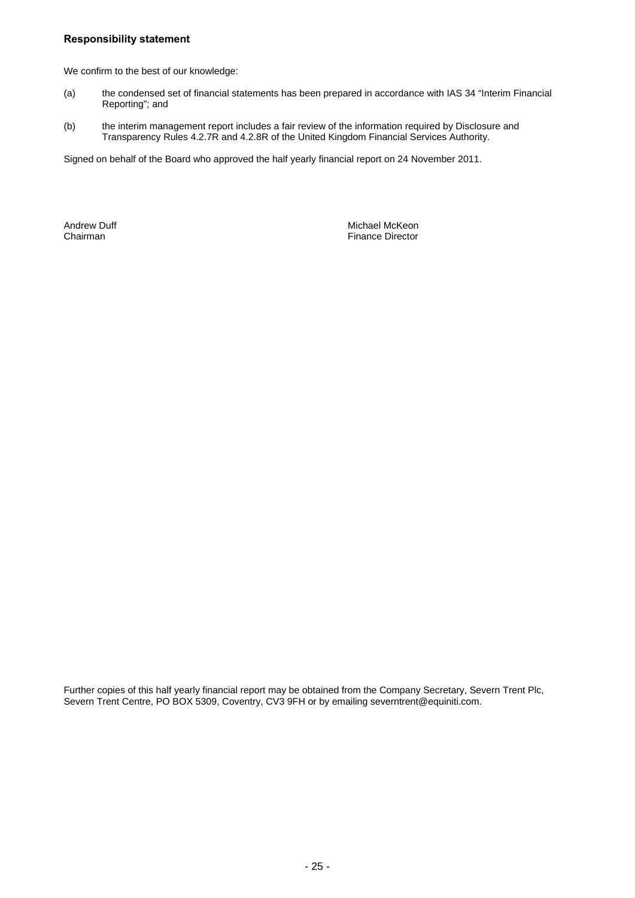### Responsibility statement

We confirm to the best of our knowledge:

(a) the condensed set of financial statements has been prepared in accordance with IAS 34 "Interim Financial Reporting"; and

(b) the interim management report includes a fair review of the information required by Disclosure and Transparency Rules 4.2.7R and 4.2.8R of the United Kingdom Financial Services Authority.

Signed on behalf of the Board who approved the half yearly financial report on 24 November 2011.

Andrew Duff
Chairman

Michael McKeon
Finance Director

Further copies of this half yearly financial report may be obtained from the Company Secretary, Severn Trent Plc, Severn Trent Centre, PO BOX 5309, Coventry, CV3 9FH or by emailing severntrent@equiniti.com.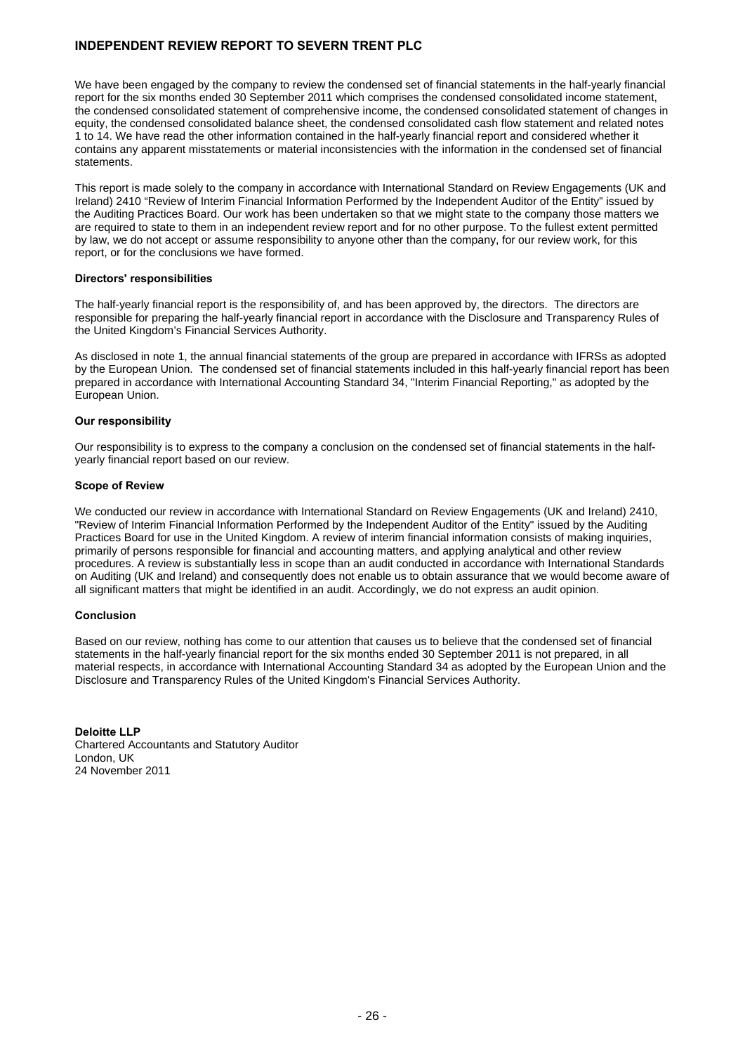# INDEPENDENT REVIEW REPORT TO SEVERN TRENT PLC

We have been engaged by the company to review the condensed set of financial statements in the half-yearly financial report for the six months ended 30 September 2011 which comprises the condensed consolidated income statement, the condensed consolidated statement of comprehensive income, the condensed consolidated statement of changes in equity, the condensed consolidated balance sheet, the condensed consolidated cash flow statement and related notes 1 to 14. We have read the other information contained in the half-yearly financial report and considered whether it contains any apparent misstatements or material inconsistencies with the information in the condensed set of financial statements.

This report is made solely to the company in accordance with International Standard on Review Engagements (UK and Ireland) 2410 "Review of Interim Financial Information Performed by the Independent Auditor of the Entity" issued by the Auditing Practices Board. Our work has been undertaken so that we might state to the company those matters we are required to state to them in an independent review report and for no other purpose. To the fullest extent permitted by law, we do not accept or assume responsibility to anyone other than the company, for our review work, for this report, or for the conclusions we have formed.

## Directors' responsibilities

The half-yearly financial report is the responsibility of, and has been approved by, the directors. The directors are responsible for preparing the half-yearly financial report in accordance with the Disclosure and Transparency Rules of the United Kingdom's Financial Services Authority.

As disclosed in note 1, the annual financial statements of the group are prepared in accordance with IFRSs as adopted by the European Union. The condensed set of financial statements included in this half-yearly financial report has been prepared in accordance with International Accounting Standard 34, "Interim Financial Reporting," as adopted by the European Union.

## Our responsibility

Our responsibility is to express to the company a conclusion on the condensed set of financial statements in the half-yearly financial report based on our review.

## Scope of Review

We conducted our review in accordance with International Standard on Review Engagements (UK and Ireland) 2410, "Review of Interim Financial Information Performed by the Independent Auditor of the Entity" issued by the Auditing Practices Board for use in the United Kingdom. A review of interim financial information consists of making inquiries, primarily of persons responsible for financial and accounting matters, and applying analytical and other review procedures. A review is substantially less in scope than an audit conducted in accordance with International Standards on Auditing (UK and Ireland) and consequently does not enable us to obtain assurance that we would become aware of all significant matters that might be identified in an audit. Accordingly, we do not express an audit opinion.

## Conclusion

Based on our review, nothing has come to our attention that causes us to believe that the condensed set of financial statements in the half-yearly financial report for the six months ended 30 September 2011 is not prepared, in all material respects, in accordance with International Accounting Standard 34 as adopted by the European Union and the Disclosure and Transparency Rules of the United Kingdom's Financial Services Authority.

**Deloitte LLP**
Chartered Accountants and Statutory Auditor
London, UK
24 November 2011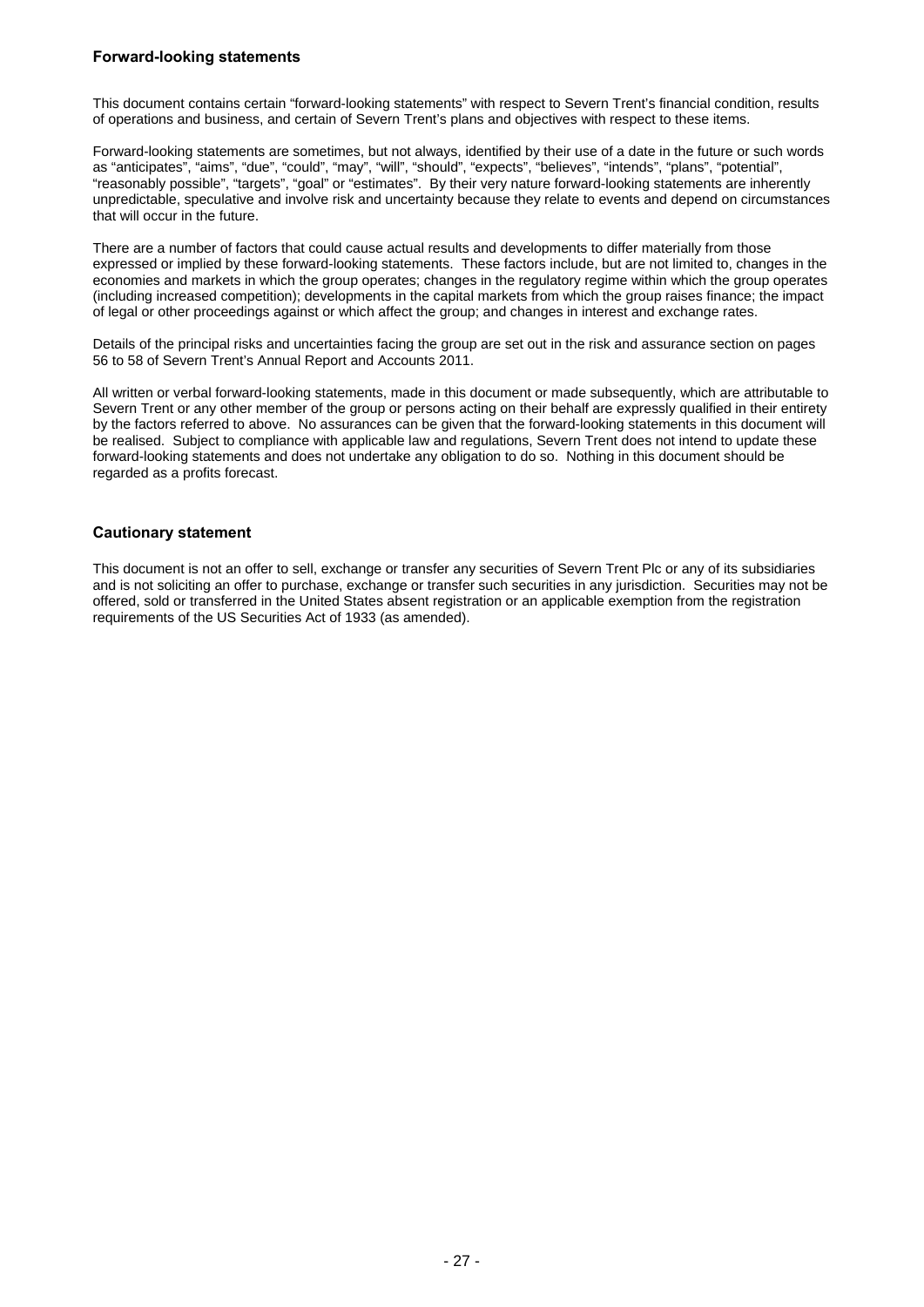## Forward-looking statements

This document contains certain "forward-looking statements" with respect to Severn Trent's financial condition, results of operations and business, and certain of Severn Trent's plans and objectives with respect to these items.

Forward-looking statements are sometimes, but not always, identified by their use of a date in the future or such words as "anticipates", "aims", "due", "could", "may", "will", "should", "expects", "believes", "intends", "plans", "potential", "reasonably possible", "targets", "goal" or "estimates". By their very nature forward-looking statements are inherently unpredictable, speculative and involve risk and uncertainty because they relate to events and depend on circumstances that will occur in the future.

There are a number of factors that could cause actual results and developments to differ materially from those expressed or implied by these forward-looking statements. These factors include, but are not limited to, changes in the economies and markets in which the group operates; changes in the regulatory regime within which the group operates (including increased competition); developments in the capital markets from which the group raises finance; the impact of legal or other proceedings against or which affect the group; and changes in interest and exchange rates.

Details of the principal risks and uncertainties facing the group are set out in the risk and assurance section on pages 56 to 58 of Severn Trent's Annual Report and Accounts 2011.

All written or verbal forward-looking statements, made in this document or made subsequently, which are attributable to Severn Trent or any other member of the group or persons acting on their behalf are expressly qualified in their entirety by the factors referred to above. No assurances can be given that the forward-looking statements in this document will be realised. Subject to compliance with applicable law and regulations, Severn Trent does not intend to update these forward-looking statements and does not undertake any obligation to do so. Nothing in this document should be regarded as a profits forecast.

## Cautionary statement

This document is not an offer to sell, exchange or transfer any securities of Severn Trent Plc or any of its subsidiaries and is not soliciting an offer to purchase, exchange or transfer such securities in any jurisdiction. Securities may not be offered, sold or transferred in the United States absent registration or an applicable exemption from the registration requirements of the US Securities Act of 1933 (as amended).